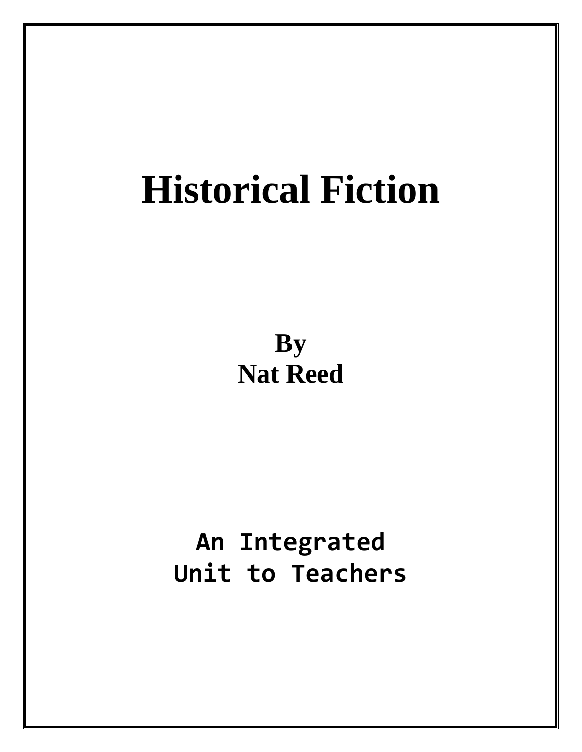# Historical Fiction

**By**
**Nat Reed**

**An Integrated**
**Unit to Teachers**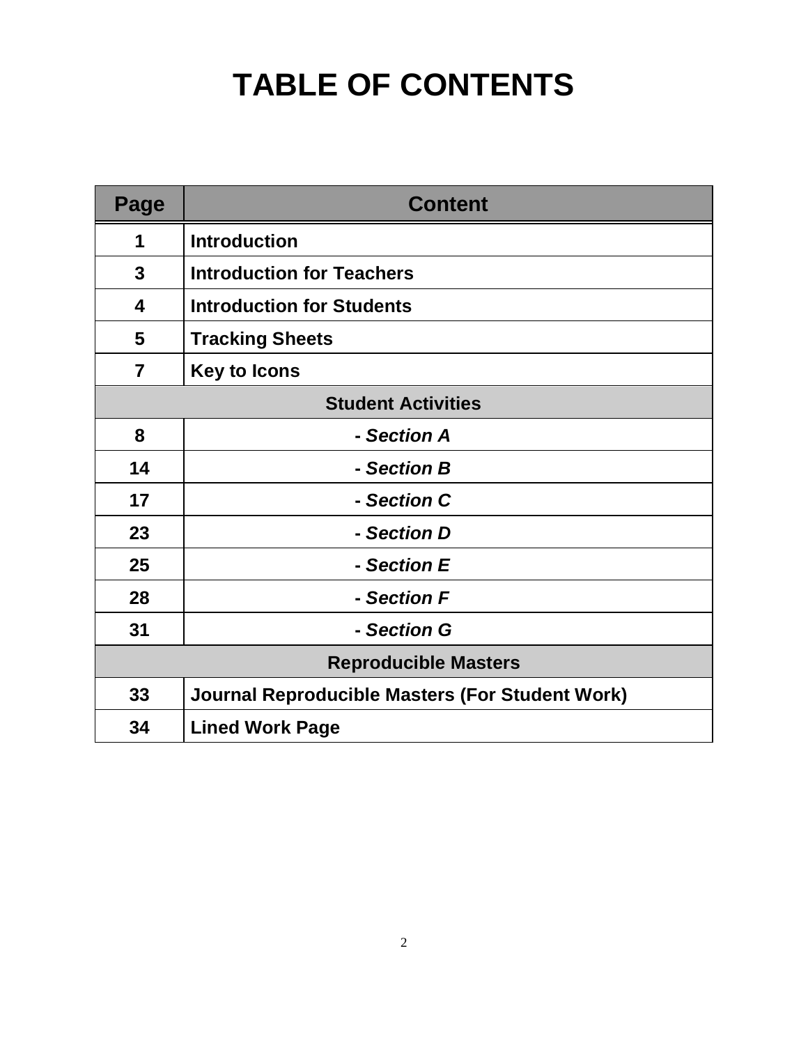# TABLE OF CONTENTS

| Page | Content |
|---|---|
| 1 | **Introduction** |
| 3 | **Introduction for Teachers** |
| 4 | **Introduction for Students** |
| 5 | **Tracking Sheets** |
| 7 | **Key to Icons** |
| **Student Activities** | |
| 8 | **- *Section A*** |
| 14 | **- *Section B*** |
| 17 | **- *Section C*** |
| 23 | **- *Section D*** |
| 25 | **- *Section E*** |
| 28 | **- *Section F*** |
| 31 | **- *Section G*** |
| **Reproducible Masters** | |
| 33 | **Journal Reproducible Masters (For Student Work)** |
| 34 | **Lined Work Page** |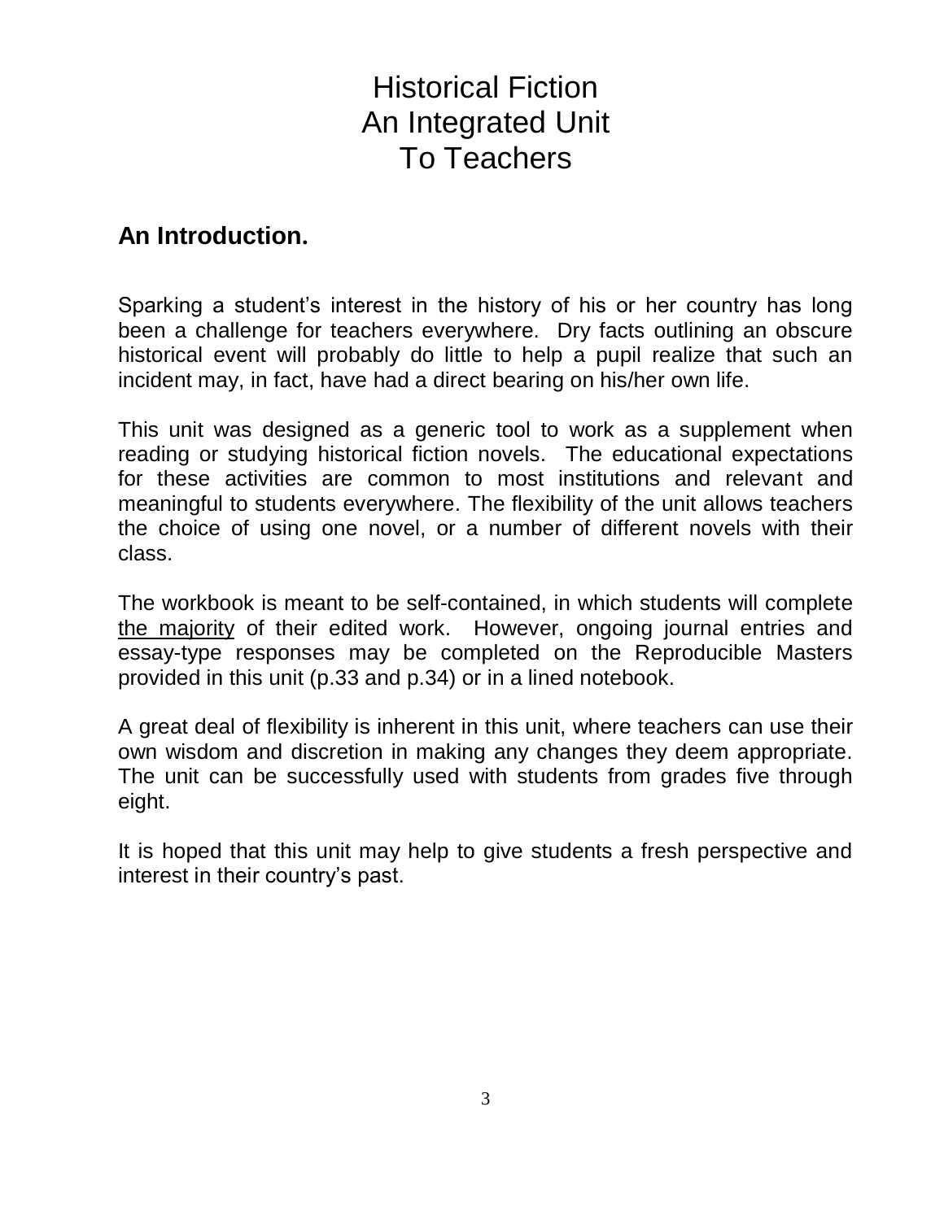# Historical Fiction
# An Integrated Unit
# To Teachers

## An Introduction.

Sparking a student's interest in the history of his or her country has long been a challenge for teachers everywhere. Dry facts outlining an obscure historical event will probably do little to help a pupil realize that such an incident may, in fact, have had a direct bearing on his/her own life.

This unit was designed as a generic tool to work as a supplement when reading or studying historical fiction novels. The educational expectations for these activities are common to most institutions and relevant and meaningful to students everywhere. The flexibility of the unit allows teachers the choice of using one novel, or a number of different novels with their class.

The workbook is meant to be self-contained, in which students will complete <u>the majority</u> of their edited work. However, ongoing journal entries and essay-type responses may be completed on the Reproducible Masters provided in this unit (p.33 and p.34) or in a lined notebook.

A great deal of flexibility is inherent in this unit, where teachers can use their own wisdom and discretion in making any changes they deem appropriate. The unit can be successfully used with students from grades five through eight.

It is hoped that this unit may help to give students a fresh perspective and interest in their country's past.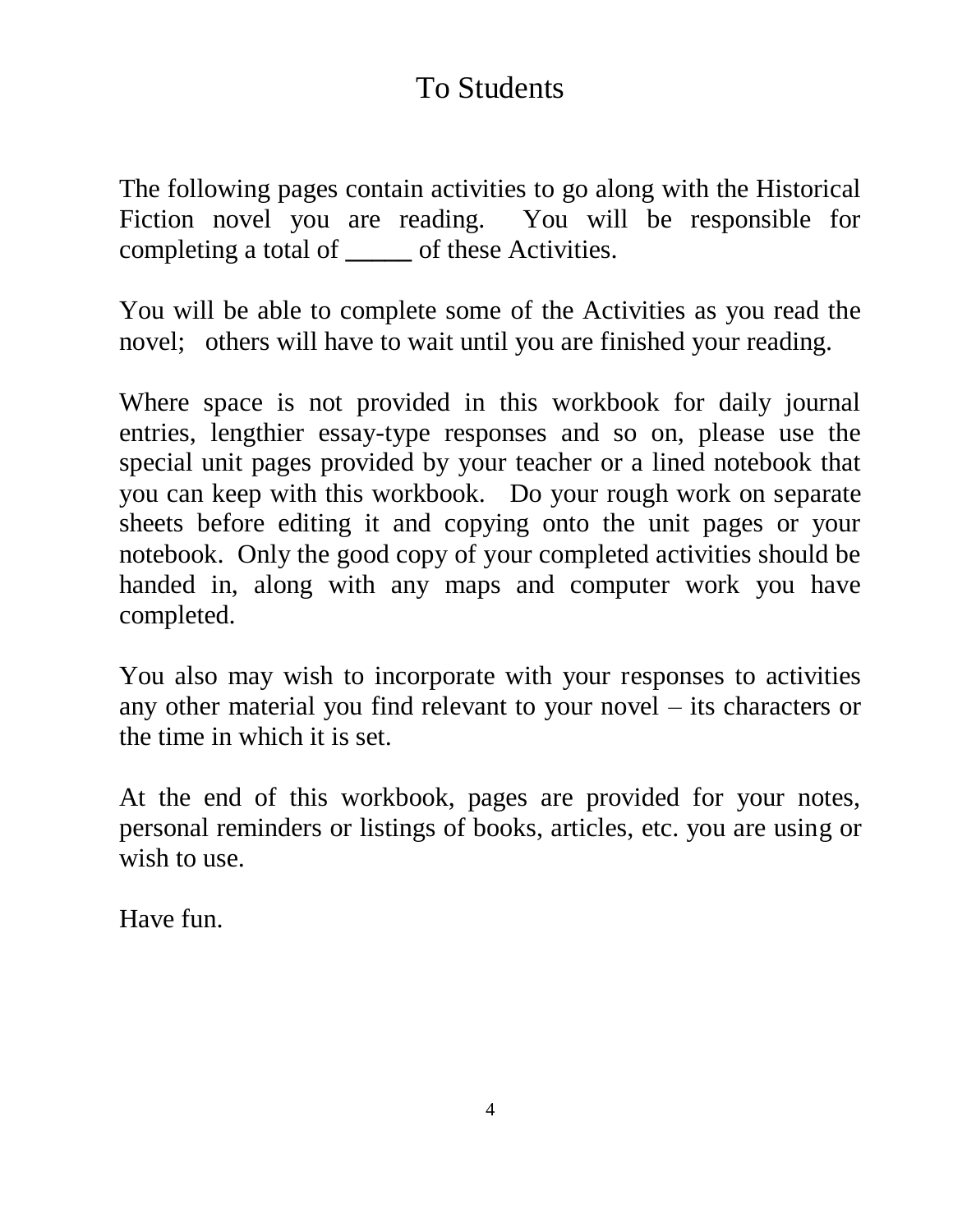# To Students

The following pages contain activities to go along with the Historical Fiction novel you are reading. You will be responsible for completing a total of _____ of these Activities.

You will be able to complete some of the Activities as you read the novel; others will have to wait until you are finished your reading.

Where space is not provided in this workbook for daily journal entries, lengthier essay-type responses and so on, please use the special unit pages provided by your teacher or a lined notebook that you can keep with this workbook. Do your rough work on separate sheets before editing it and copying onto the unit pages or your notebook. Only the good copy of your completed activities should be handed in, along with any maps and computer work you have completed.

You also may wish to incorporate with your responses to activities any other material you find relevant to your novel – its characters or the time in which it is set.

At the end of this workbook, pages are provided for your notes, personal reminders or listings of books, articles, etc. you are using or wish to use.

Have fun.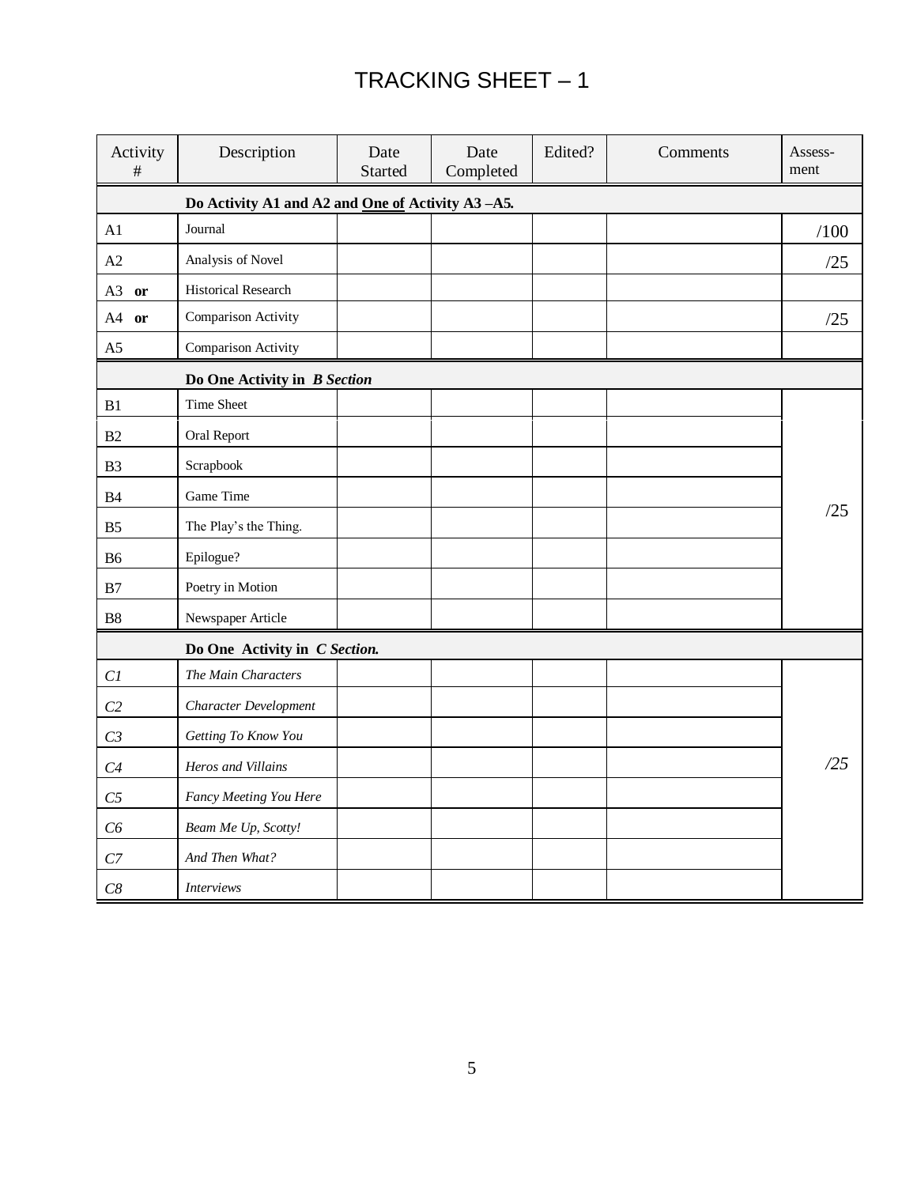# TRACKING SHEET – 1

| Activity # | Description | Date Started | Date Completed | Edited? | Comments | Assess-ment |
|---|---|---|---|---|---|---|
| | **Do Activity A1 and A2 and One of Activity A3 –A5.** | | | | | |
| A1 | Journal | | | | | /100 |
| A2 | Analysis of Novel | | | | | /25 |
| A3 **or** | Historical Research | | | | | |
| A4 **or** | Comparison Activity | | | | | /25 |
| A5 | Comparison Activity | | | | | |
| | **Do One Activity in *B Section*** | | | | | |
| B1 | Time Sheet | | | | | |
| B2 | Oral Report | | | | | |
| B3 | Scrapbook | | | | | |
| B4 | Game Time | | | | | /25 |
| B5 | The Play's the Thing. | | | | | |
| B6 | Epilogue? | | | | | |
| B7 | Poetry in Motion | | | | | |
| B8 | Newspaper Article | | | | | |
| | **Do One Activity in *C Section.*** | | | | | |
| *C1* | *The Main Characters* | | | | | |
| *C2* | *Character Development* | | | | | |
| *C3* | *Getting To Know You* | | | | | |
| *C4* | *Heros and Villains* | | | | | */25* |
| *C5* | *Fancy Meeting You Here* | | | | | |
| *C6* | *Beam Me Up, Scotty!* | | | | | |
| *C7* | *And Then What?* | | | | | |
| *C8* | *Interviews* | | | | | |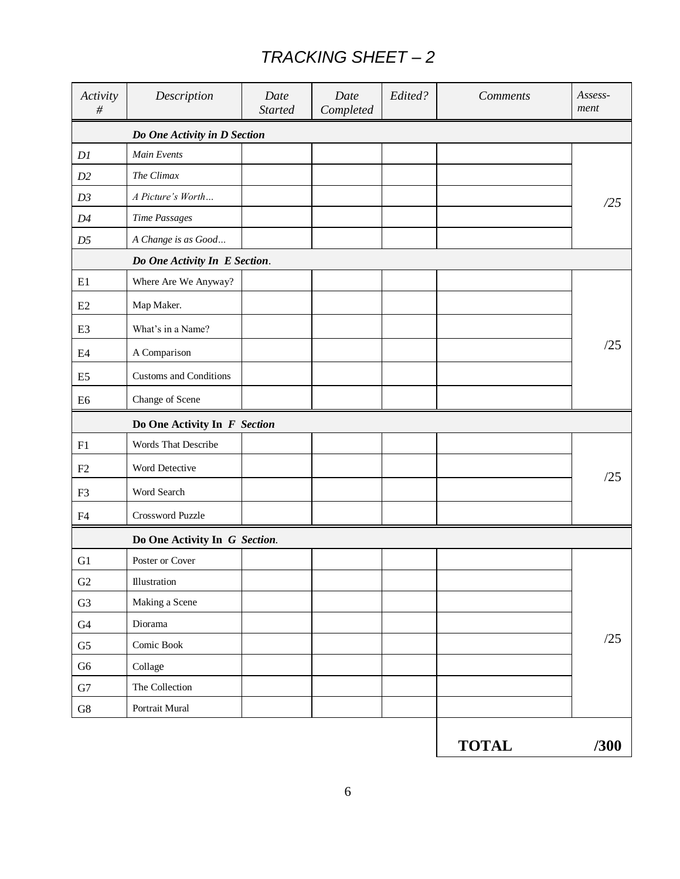# *TRACKING SHEET – 2*

| *Activity #* | *Description* | *Date Started* | *Date Completed* | *Edited?* | *Comments* | *Assess-ment* |
|---|---|---|---|---|---|---|
| | ***Do One Activity in D Section*** | | | | | |
| *D1* | *Main Events* | | | | | |
| *D2* | *The Climax* | | | | | |
| *D3* | *A Picture's Worth…* | | | | | */25* |
| *D4* | *Time Passages* | | | | | |
| *D5* | *A Change is as Good…* | | | | | |
| | ***Do One Activity In E Section.*** | | | | | |
| E1 | Where Are We Anyway? | | | | | |
| E2 | Map Maker. | | | | | |
| E3 | What's in a Name? | | | | | |
| E4 | A Comparison | | | | | /25 |
| E5 | Customs and Conditions | | | | | |
| E6 | Change of Scene | | | | | |
| | **Do One Activity In *F* Section** | | | | | |
| F1 | Words That Describe | | | | | |
| F2 | Word Detective | | | | | /25 |
| F3 | Word Search | | | | | |
| F4 | Crossword Puzzle | | | | | |
| | **Do One Activity In *G* Section.** | | | | | |
| G1 | Poster or Cover | | | | | |
| G2 | Illustration | | | | | |
| G3 | Making a Scene | | | | | |
| G4 | Diorama | | | | | |
| G5 | Comic Book | | | | | /25 |
| G6 | Collage | | | | | |
| G7 | The Collection | | | | | |
| G8 | Portrait Mural | | | | | |
| | | | | | **TOTAL** | **/300** |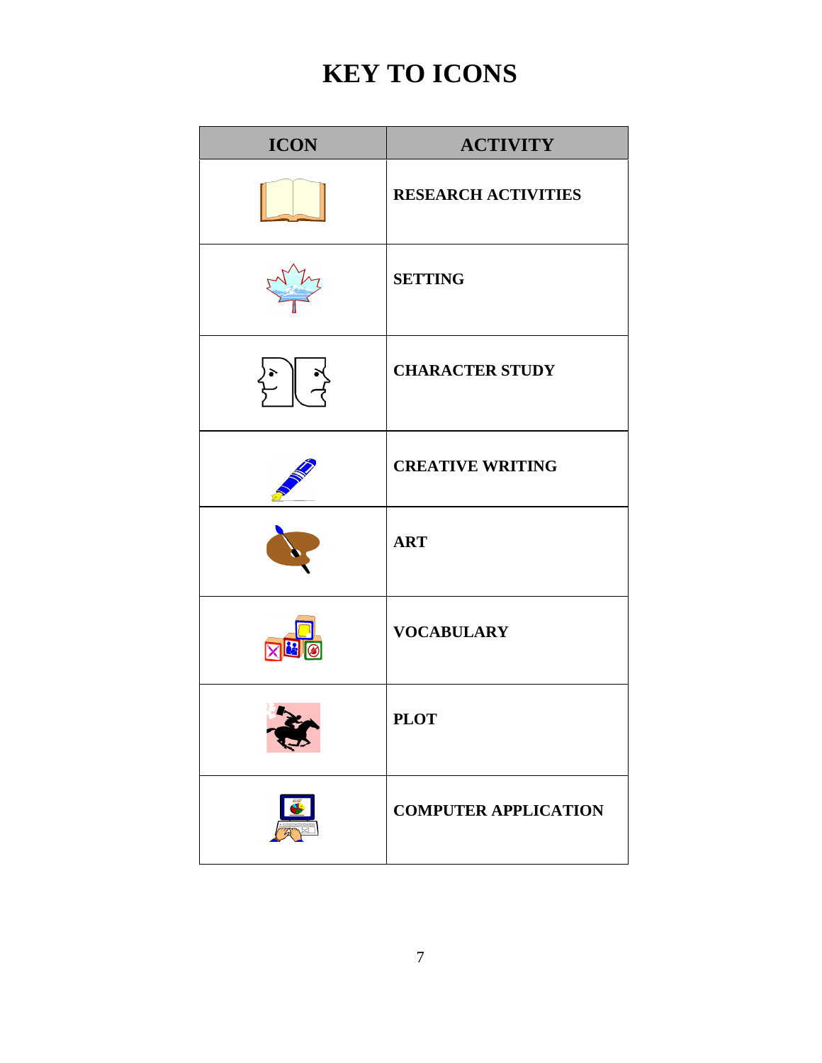# KEY TO ICONS

| ICON | ACTIVITY |
| --- | --- |
| | RESEARCH ACTIVITIES |
| | SETTING |
| | CHARACTER STUDY |
| | CREATIVE WRITING |
| | ART |
| | VOCABULARY |
| | PLOT |
| | COMPUTER APPLICATION |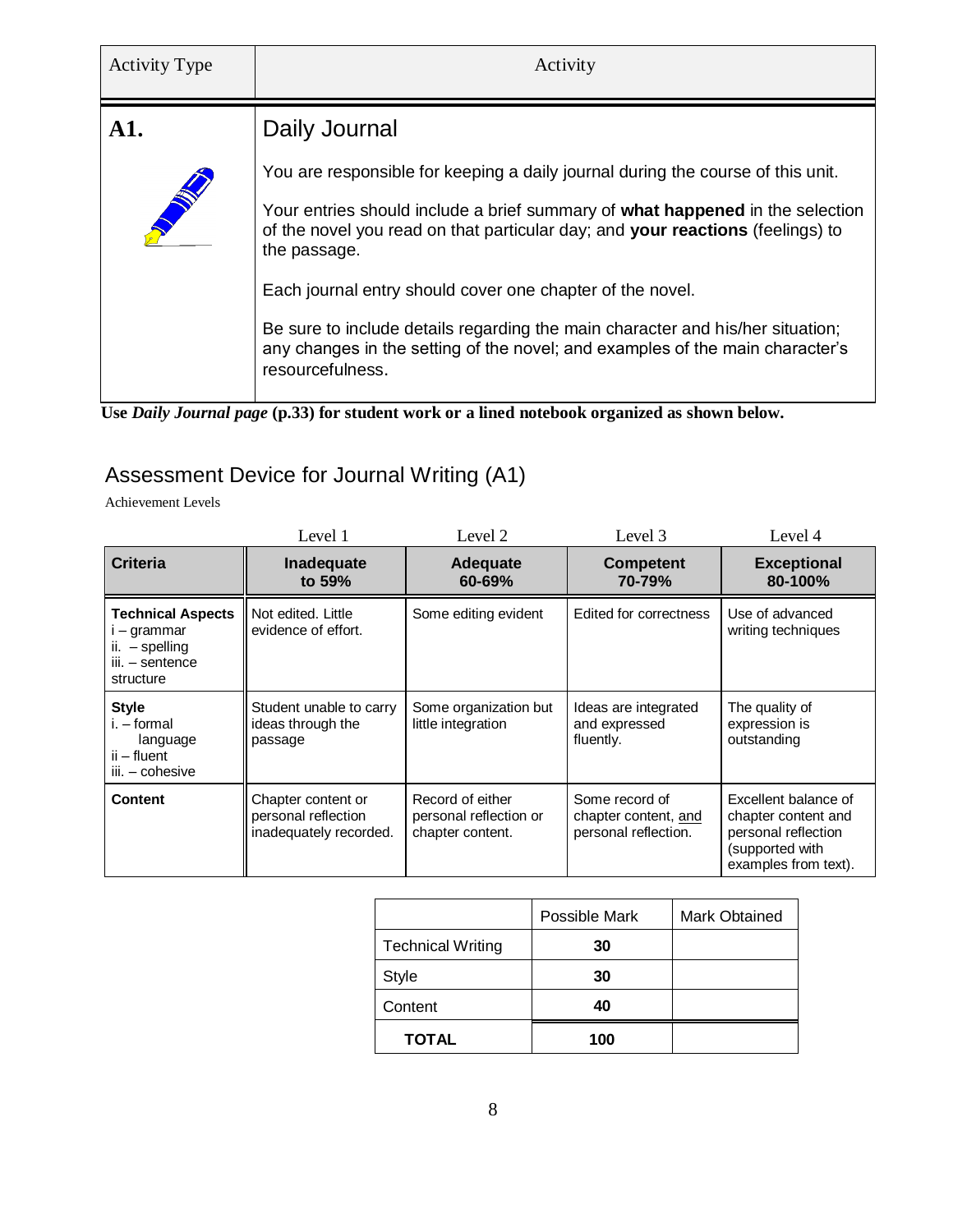| Activity Type | Activity |
| --- | --- |
| **A1.** | Daily Journal<br><br>You are responsible for keeping a daily journal during the course of this unit.<br><br>Your entries should include a brief summary of **what happened** in the selection of the novel you read on that particular day; and **your reactions** (feelings) to the passage.<br><br>Each journal entry should cover one chapter of the novel.<br><br>Be sure to include details regarding the main character and his/her situation; any changes in the setting of the novel; and examples of the main character's resourcefulness. |

**Use *Daily Journal page* (p.33) for student work or a lined notebook organized as shown below.**

## Assessment Device for Journal Writing (A1)

Achievement Levels

| | Level 1 | Level 2 | Level 3 | Level 4 |
| --- | --- | --- | --- | --- |
| **Criteria** | **Inadequate to 59%** | **Adequate 60-69%** | **Competent 70-79%** | **Exceptional 80-100%** |
| **Technical Aspects**<br>i – grammar<br>ii. – spelling<br>iii. – sentence structure | Not edited. Little evidence of effort. | Some editing evident | Edited for correctness | Use of advanced writing techniques |
| **Style**<br>i. – formal language<br>ii – fluent<br>iii. – cohesive | Student unable to carry ideas through the passage | Some organization but little integration | Ideas are integrated and expressed fluently. | The quality of expression is outstanding |
| **Content** | Chapter content or personal reflection inadequately recorded. | Record of either personal reflection or chapter content. | Some record of chapter content, and personal reflection. | Excellent balance of chapter content and personal reflection (supported with examples from text). |

| | Possible Mark | Mark Obtained |
| --- | --- | --- |
| Technical Writing | **30** | |
| Style | **30** | |
| Content | **40** | |
| **TOTAL** | **100** | |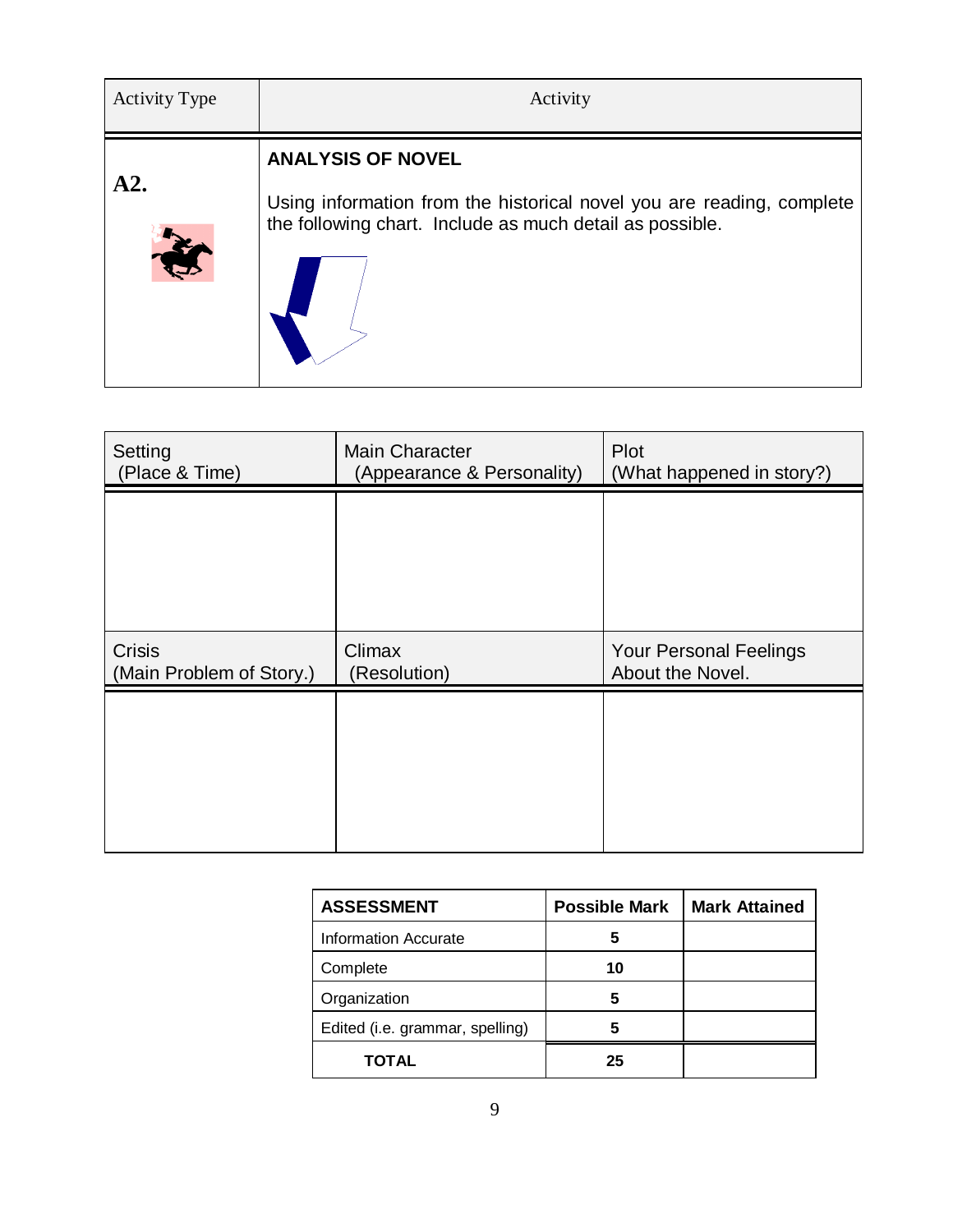| Activity Type | Activity |
|---|---|
| **A2.** | **ANALYSIS OF NOVEL**<br><br>Using information from the historical novel you are reading, complete the following chart. Include as much detail as possible. |

| Setting (Place & Time) | Main Character (Appearance & Personality) | Plot (What happened in story?) |
|---|---|---|
| | | |
| **Crisis (Main Problem of Story.)** | **Climax (Resolution)** | **Your Personal Feelings About the Novel.** |
| | | |

| ASSESSMENT | Possible Mark | Mark Attained |
|---|---|---|
| Information Accurate | 5 | |
| Complete | 10 | |
| Organization | 5 | |
| Edited (i.e. grammar, spelling) | 5 | |
| **TOTAL** | **25** | |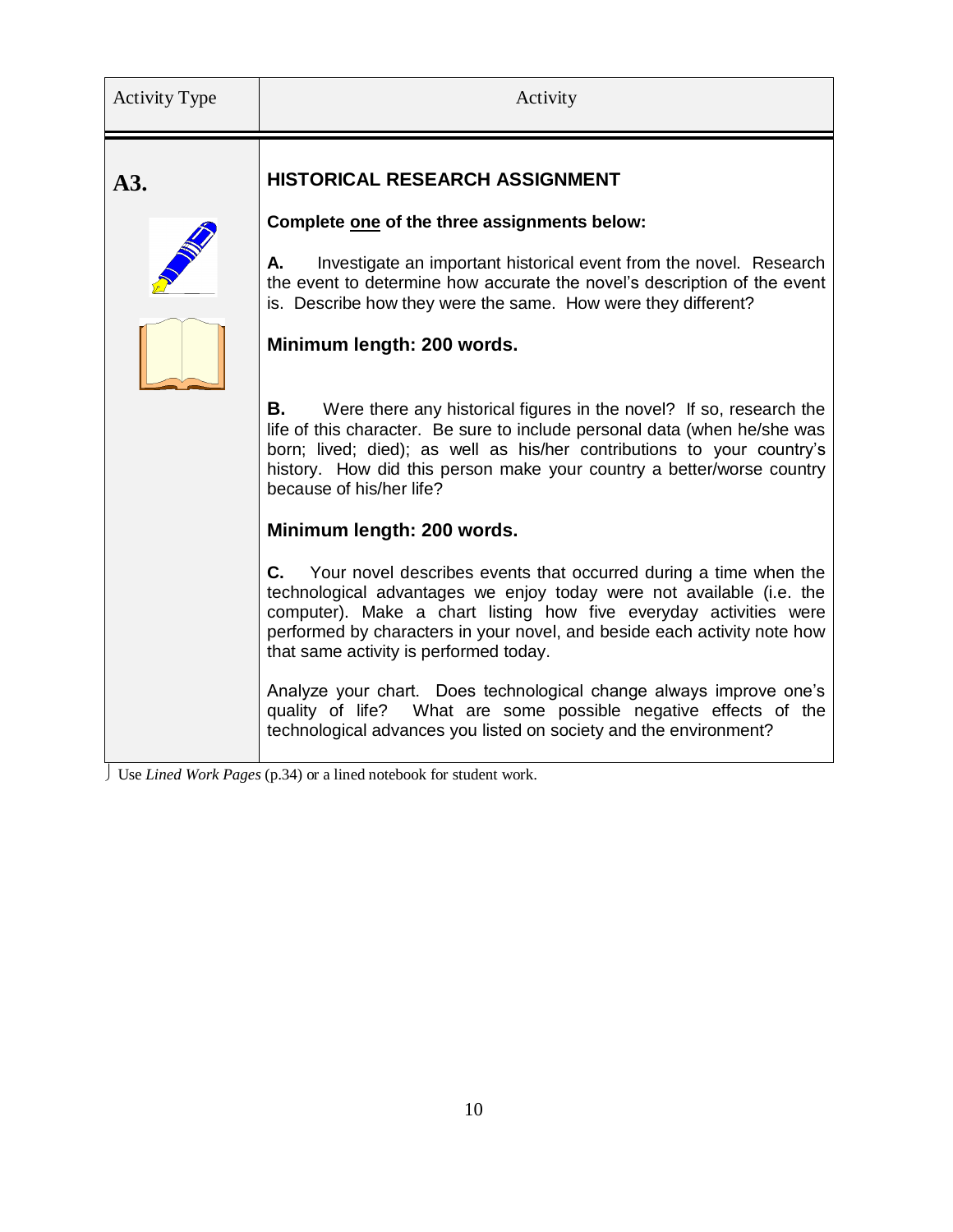| Activity Type | Activity |
| --- | --- |
| **A3.** | **HISTORICAL RESEARCH ASSIGNMENT**<br><br>**Complete one of the three assignments below:**<br><br>**A.** Investigate an important historical event from the novel. Research the event to determine how accurate the novel's description of the event is. Describe how they were the same. How were they different?<br><br>**Minimum length: 200 words.**<br><br>**B.** Were there any historical figures in the novel? If so, research the life of this character. Be sure to include personal data (when he/she was born; lived; died); as well as his/her contributions to your country's history. How did this person make your country a better/worse country because of his/her life?<br><br>**Minimum length: 200 words.**<br><br>**C.** Your novel describes events that occurred during a time when the technological advantages we enjoy today were not available (i.e. the computer). Make a chart listing how five everyday activities were performed by characters in your novel, and beside each activity note how that same activity is performed today.<br><br>Analyze your chart. Does technological change always improve one's quality of life? What are some possible negative effects of the technological advances you listed on society and the environment? |

Use *Lined Work Pages* (p.34) or a lined notebook for student work.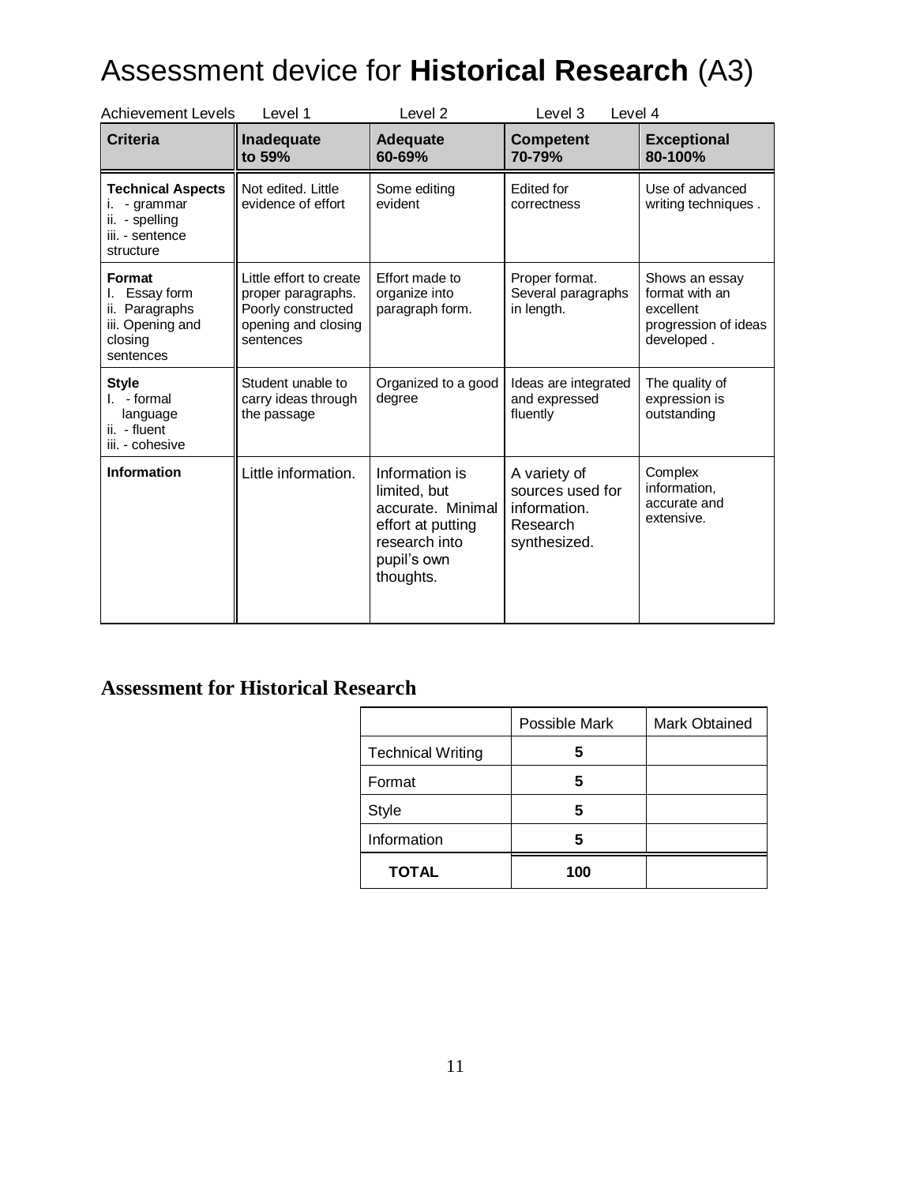# Assessment device for **Historical Research** (A3)

| Achievement Levels | Level 1 | Level 2 | Level 3 | Level 4 |
|---|---|---|---|---|
| **Criteria** | **Inadequate to 59%** | **Adequate 60-69%** | **Competent 70-79%** | **Exceptional 80-100%** |
| **Technical Aspects** i. - grammar ii. - spelling iii. - sentence structure | Not edited. Little evidence of effort | Some editing evident | Edited for correctness | Use of advanced writing techniques . |
| **Format** I. Essay form ii. Paragraphs iii. Opening and closing sentences | Little effort to create proper paragraphs. Poorly constructed opening and closing sentences | Effort made to organize into paragraph form. | Proper format. Several paragraphs in length. | Shows an essay format with an excellent progression of ideas developed . |
| **Style** I. - formal language ii. - fluent iii. - cohesive | Student unable to carry ideas through the passage | Organized to a good degree | Ideas are integrated and expressed fluently | The quality of expression is outstanding |
| **Information** | Little information. | Information is limited, but accurate. Minimal effort at putting research into pupil's own thoughts. | A variety of sources used for information. Research synthesized. | Complex information, accurate and extensive. |

## Assessment for Historical Research

| | Possible Mark | Mark Obtained |
|---|---|---|
| Technical Writing | **5** | |
| Format | **5** | |
| Style | **5** | |
| Information | **5** | |
| **TOTAL** | **100** | |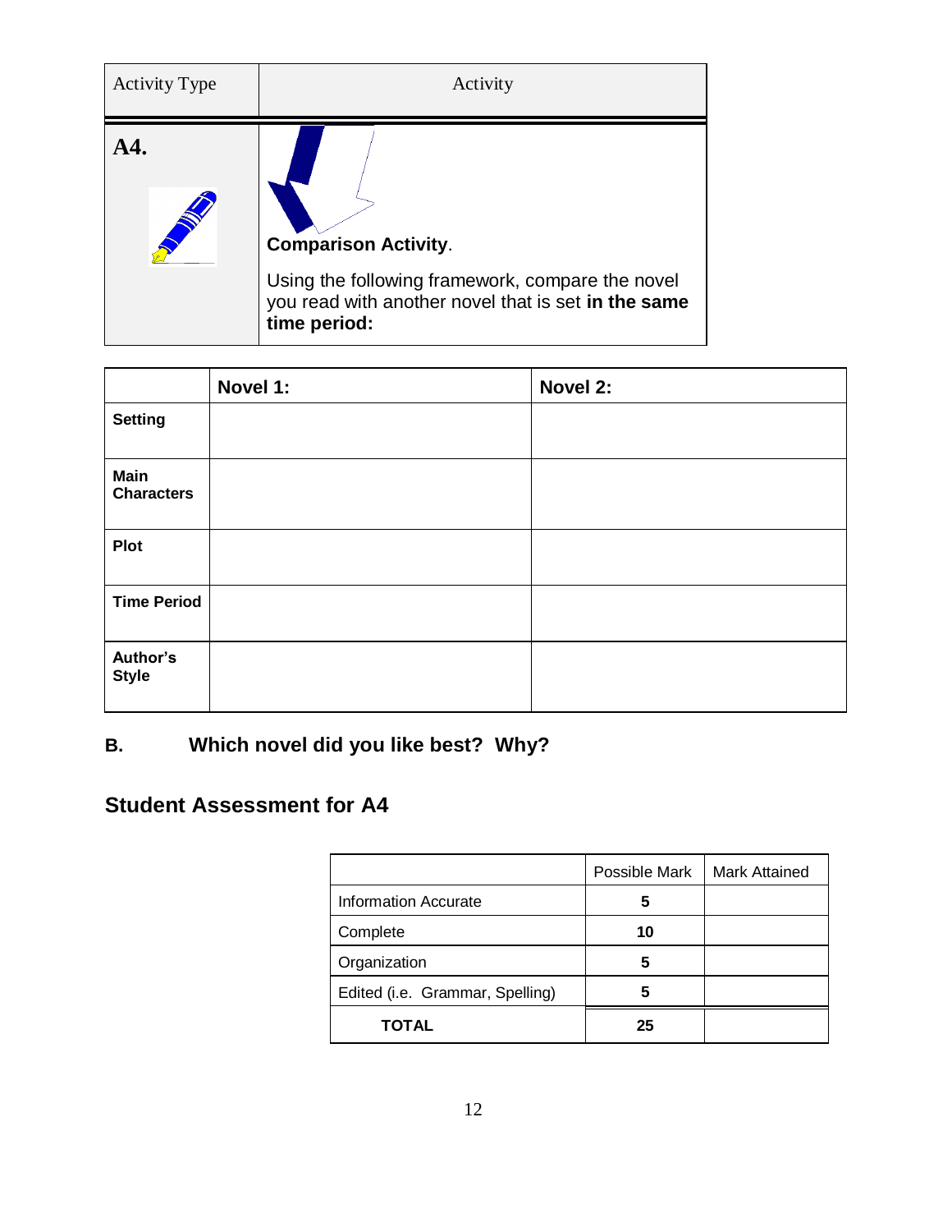| Activity Type | Activity |
|---|---|
| **A4.** | **Comparison Activity**.<br><br>Using the following framework, compare the novel you read with another novel that is set **in the same time period:** |

| | **Novel 1:** | **Novel 2:** |
|---|---|---|
| **Setting** | | |
| **Main Characters** | | |
| **Plot** | | |
| **Time Period** | | |
| **Author's Style** | | |

**B. Which novel did you like best? Why?**

## Student Assessment for A4

| | Possible Mark | Mark Attained |
|---|---|---|
| Information Accurate | **5** | |
| Complete | **10** | |
| Organization | **5** | |
| Edited (i.e. Grammar, Spelling) | **5** | |
| **TOTAL** | **25** | |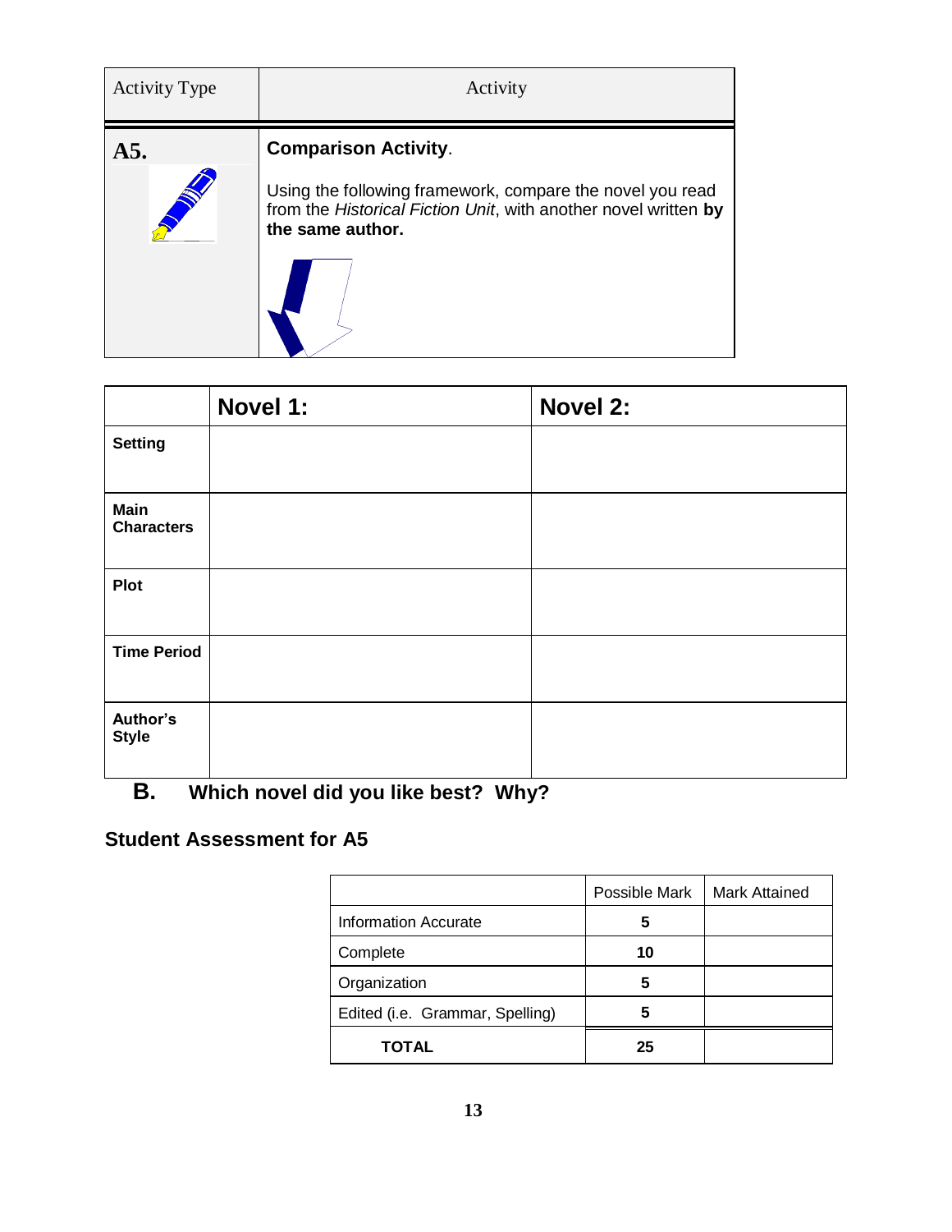| Activity Type | Activity |
|---|---|
| **A5.** | **Comparison Activity**.<br><br>Using the following framework, compare the novel you read from the *Historical Fiction Unit*, with another novel written **by the same author.** |

| | **Novel 1:** | **Novel 2:** |
|---|---|---|
| **Setting** | | |
| **Main Characters** | | |
| **Plot** | | |
| **Time Period** | | |
| **Author's Style** | | |

**B. Which novel did you like best? Why?**

### Student Assessment for A5

| | Possible Mark | Mark Attained |
|---|---|---|
| Information Accurate | **5** | |
| Complete | **10** | |
| Organization | **5** | |
| Edited (i.e. Grammar, Spelling) | **5** | |
| **TOTAL** | **25** | |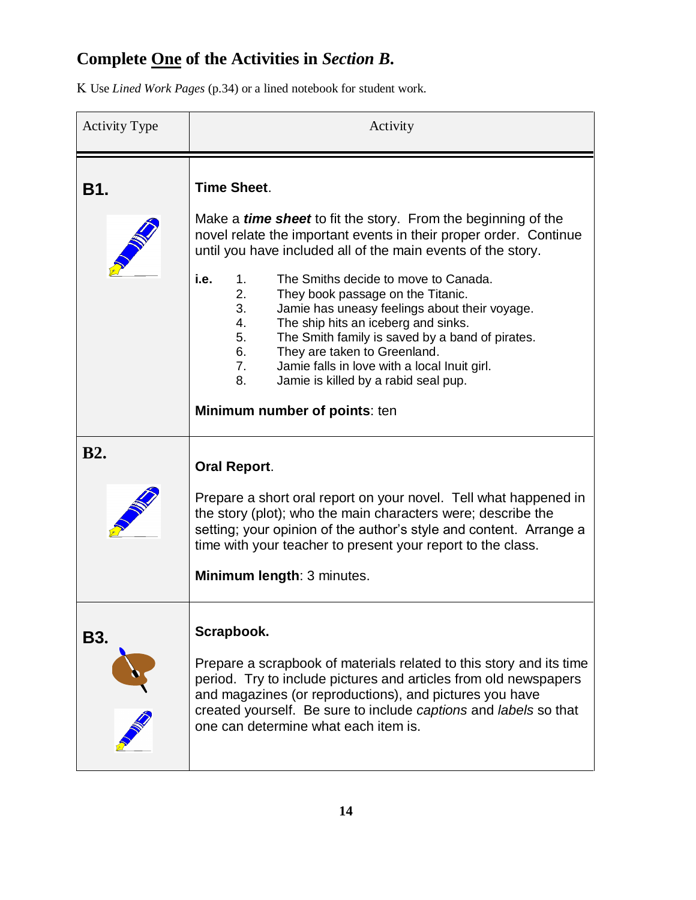## Complete <u>One</u> of the Activities in *Section B.*

K Use *Lined Work Pages* (p.34) or a lined notebook for student work.

| Activity Type | Activity |
| --- | --- |
| **B1.** | **Time Sheet**. Make a ***time sheet*** to fit the story. From the beginning of the novel relate the important events in their proper order. Continue until you have included all of the main events of the story. **i.e.** 1. The Smiths decide to move to Canada. 2. They book passage on the Titanic. 3. Jamie has uneasy feelings about their voyage. 4. The ship hits an iceberg and sinks. 5. The Smith family is saved by a band of pirates. 6. They are taken to Greenland. 7. Jamie falls in love with a local Inuit girl. 8. Jamie is killed by a rabid seal pup. **Minimum number of points**: ten |
| **B2.** | **Oral Report**. Prepare a short oral report on your novel. Tell what happened in the story (plot); who the main characters were; describe the setting; your opinion of the author's style and content. Arrange a time with your teacher to present your report to the class. **Minimum length**: 3 minutes. |
| **B3.** | **Scrapbook.** Prepare a scrapbook of materials related to this story and its time period. Try to include pictures and articles from old newspapers and magazines (or reproductions), and pictures you have created yourself. Be sure to include *captions* and *labels* so that one can determine what each item is. |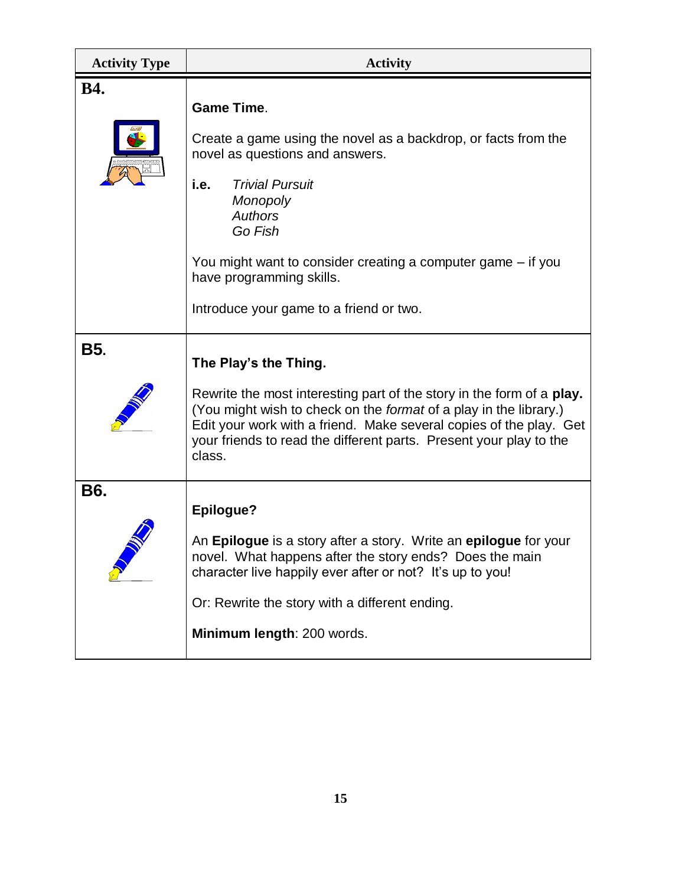| Activity Type | Activity |
| --- | --- |
| **B4.** | **Game Time**.<br><br>Create a game using the novel as a backdrop, or facts from the novel as questions and answers.<br><br>**i.e.** *Trivial Pursuit*<br>*Monopoly*<br>*Authors*<br>*Go Fish*<br><br>You might want to consider creating a computer game – if you have programming skills.<br><br>Introduce your game to a friend or two. |
| **B5.** | **The Play's the Thing.**<br><br>Rewrite the most interesting part of the story in the form of a **play.** (You might wish to check on the *format* of a play in the library.) Edit your work with a friend. Make several copies of the play. Get your friends to read the different parts. Present your play to the class. |
| **B6.** | **Epilogue?**<br><br>An **Epilogue** is a story after a story. Write an **epilogue** for your novel. What happens after the story ends? Does the main character live happily ever after or not? It's up to you!<br><br>Or: Rewrite the story with a different ending.<br><br>**Minimum length**: 200 words. |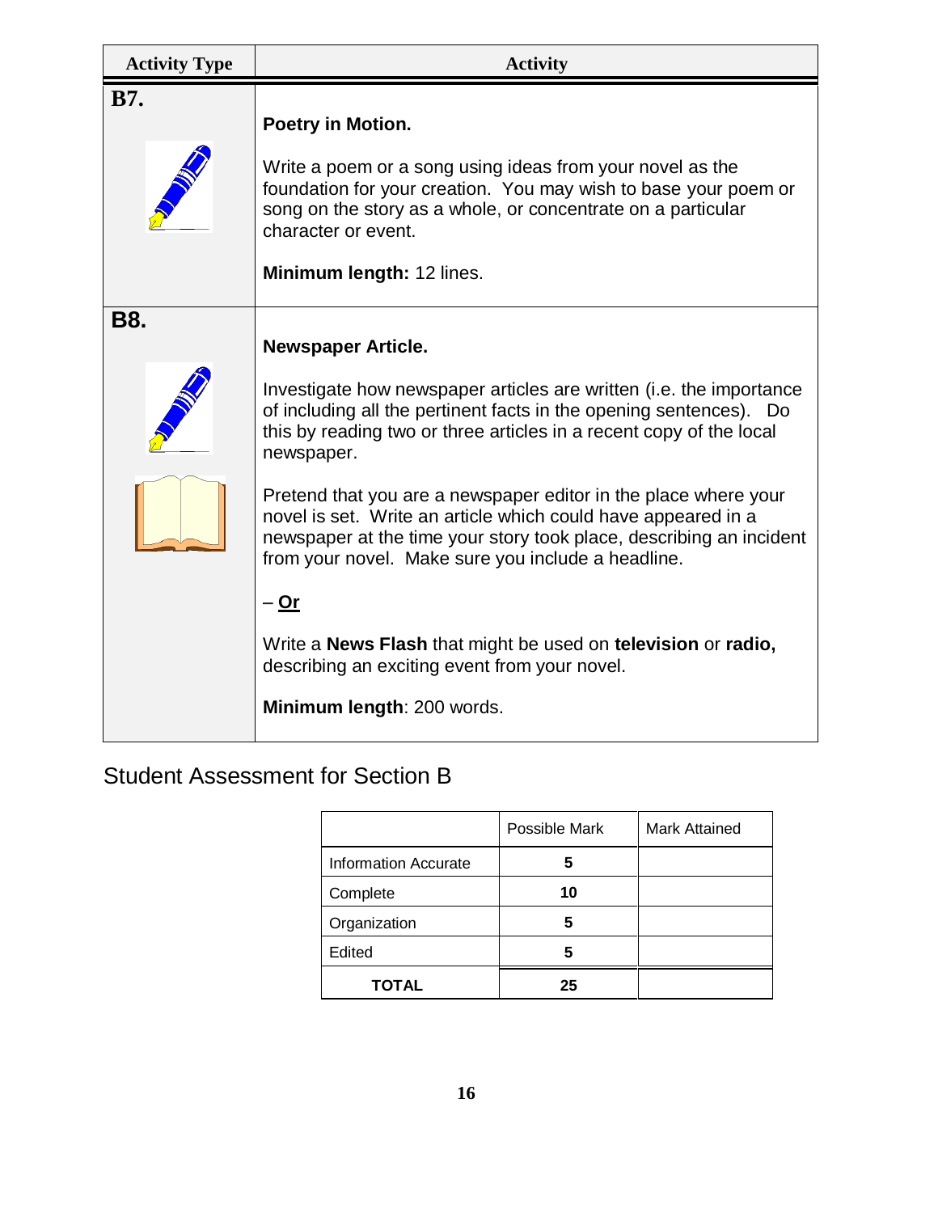| Activity Type | Activity |
|---|---|
| **B7.** | **Poetry in Motion.**<br><br>Write a poem or a song using ideas from your novel as the foundation for your creation. You may wish to base your poem or song on the story as a whole, or concentrate on a particular character or event.<br><br>**Minimum length:** 12 lines. |
| **B8.** | **Newspaper Article.**<br><br>Investigate how newspaper articles are written (i.e. the importance of including all the pertinent facts in the opening sentences). Do this by reading two or three articles in a recent copy of the local newspaper.<br><br>Pretend that you are a newspaper editor in the place where your novel is set. Write an article which could have appeared in a newspaper at the time your story took place, describing an incident from your novel. Make sure you include a headline.<br><br>– **Or**<br><br>Write a **News Flash** that might be used on **television** or **radio,** describing an exciting event from your novel.<br><br>**Minimum length**: 200 words. |

## Student Assessment for Section B

| | Possible Mark | Mark Attained |
|---|---|---|
| Information Accurate | **5** | |
| Complete | **10** | |
| Organization | **5** | |
| Edited | **5** | |
| **TOTAL** | **25** | |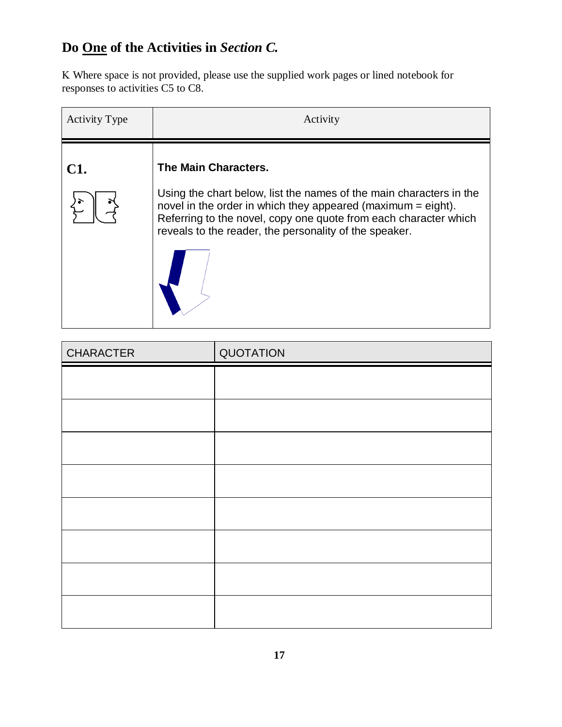## Do <u>One</u> of the Activities in *Section C.*

K Where space is not provided, please use the supplied work pages or lined notebook for responses to activities C5 to C8.

| Activity Type | Activity |
| --- | --- |
| **C1.** | **The Main Characters.**<br><br>Using the chart below, list the names of the main characters in the novel in the order in which they appeared (maximum = eight). Referring to the novel, copy one quote from each character which reveals to the reader, the personality of the speaker. |

| CHARACTER | QUOTATION |
| --- | --- |
| | |
| | |
| | |
| | |
| | |
| | |
| | |
| | |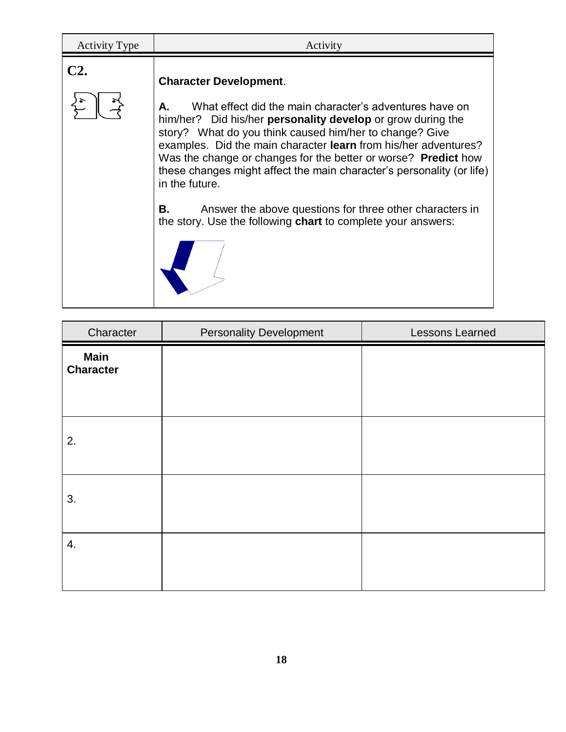| Activity Type | Activity |
|---|---|
| **C2.** | **Character Development**.<br><br>**A.** What effect did the main character's adventures have on him/her? Did his/her **personality develop** or grow during the story? What do you think caused him/her to change? Give examples. Did the main character **learn** from his/her adventures? Was the change or changes for the better or worse? **Predict** how these changes might affect the main character's personality (or life) in the future.<br><br>**B.** Answer the above questions for three other characters in the story. Use the following **chart** to complete your answers: |

| Character | Personality Development | Lessons Learned |
|---|---|---|
| **Main Character** | | |
| 2. | | |
| 3. | | |
| 4. | | |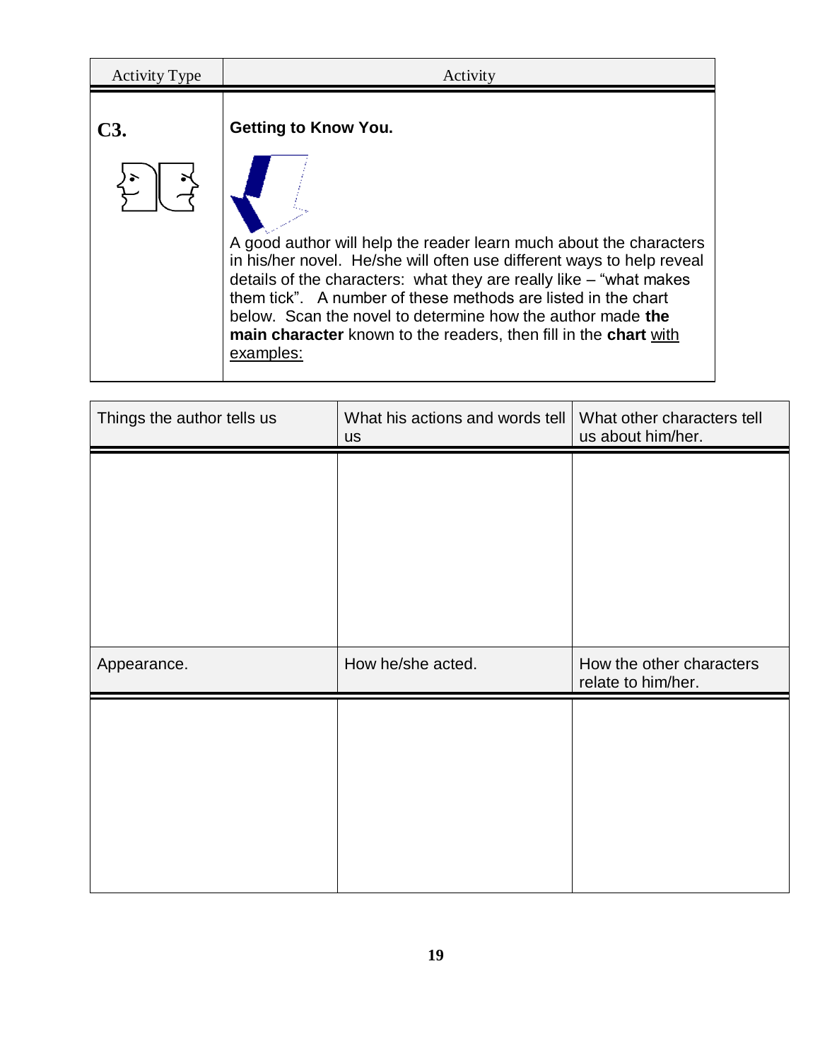| Activity Type | Activity |
|---|---|
| **C3.** | **Getting to Know You.**<br><br>A good author will help the reader learn much about the characters in his/her novel. He/she will often use different ways to help reveal details of the characters: what they are really like – "what makes them tick". A number of these methods are listed in the chart below. Scan the novel to determine how the author made **the main character** known to the readers, then fill in the **chart** with examples: |

| Things the author tells us | What his actions and words tell us | What other characters tell us about him/her. |
|---|---|---|
| | | |
| Appearance. | How he/she acted. | How the other characters relate to him/her. |
| | | |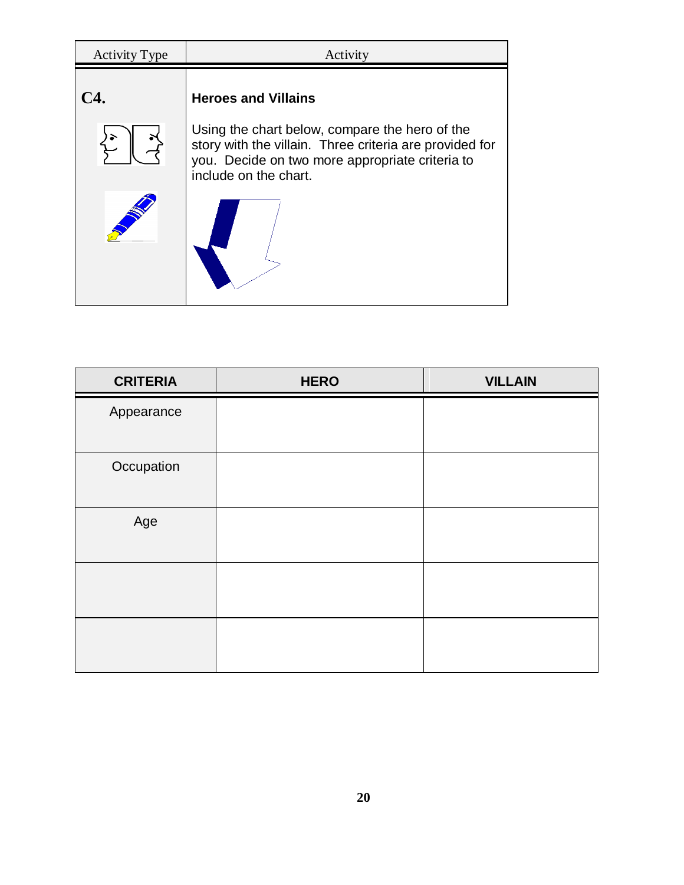| Activity Type | Activity |
|---|---|
| **C4.** | **Heroes and Villains**<br><br>Using the chart below, compare the hero of the story with the villain. Three criteria are provided for you. Decide on two more appropriate criteria to include on the chart. |

| CRITERIA | HERO | VILLAIN |
|---|---|---|
| Appearance | | |
| Occupation | | |
| Age | | |
| | | |
| | | |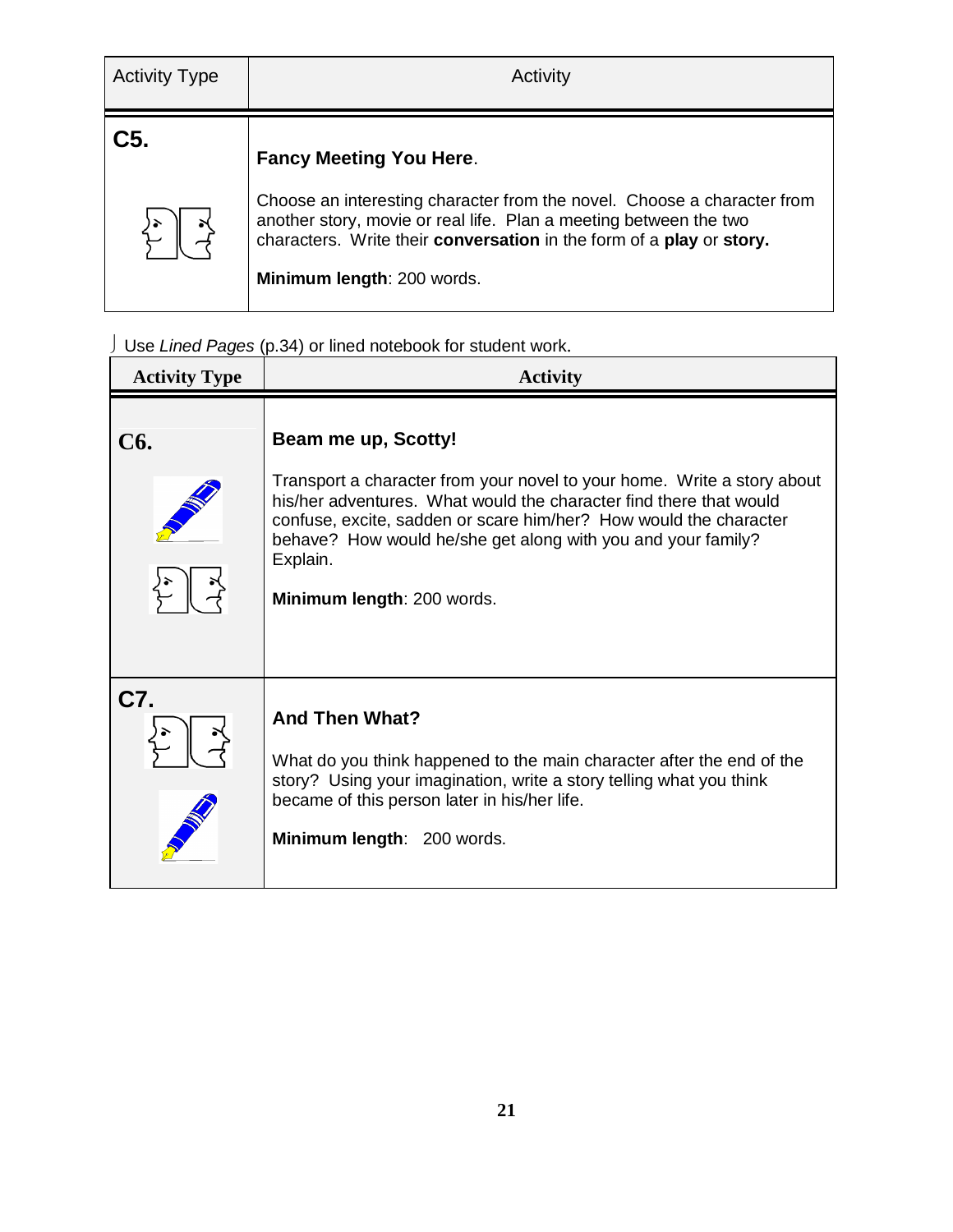| Activity Type | Activity |
|---|---|
| **C5.** | **Fancy Meeting You Here**.<br><br>Choose an interesting character from the novel. Choose a character from another story, movie or real life. Plan a meeting between the two characters. Write their **conversation** in the form of a **play** or **story.**<br><br>**Minimum length**: 200 words. |

Use *Lined Pages* (p.34) or lined notebook for student work.

| Activity Type | Activity |
|---|---|
| **C6.** | **Beam me up, Scotty!**<br><br>Transport a character from your novel to your home. Write a story about his/her adventures. What would the character find there that would confuse, excite, sadden or scare him/her? How would the character behave? How would he/she get along with you and your family? Explain.<br><br>**Minimum length**: 200 words. |
| **C7.** | **And Then What?**<br><br>What do you think happened to the main character after the end of the story? Using your imagination, write a story telling what you think became of this person later in his/her life.<br><br>**Minimum length**: 200 words. |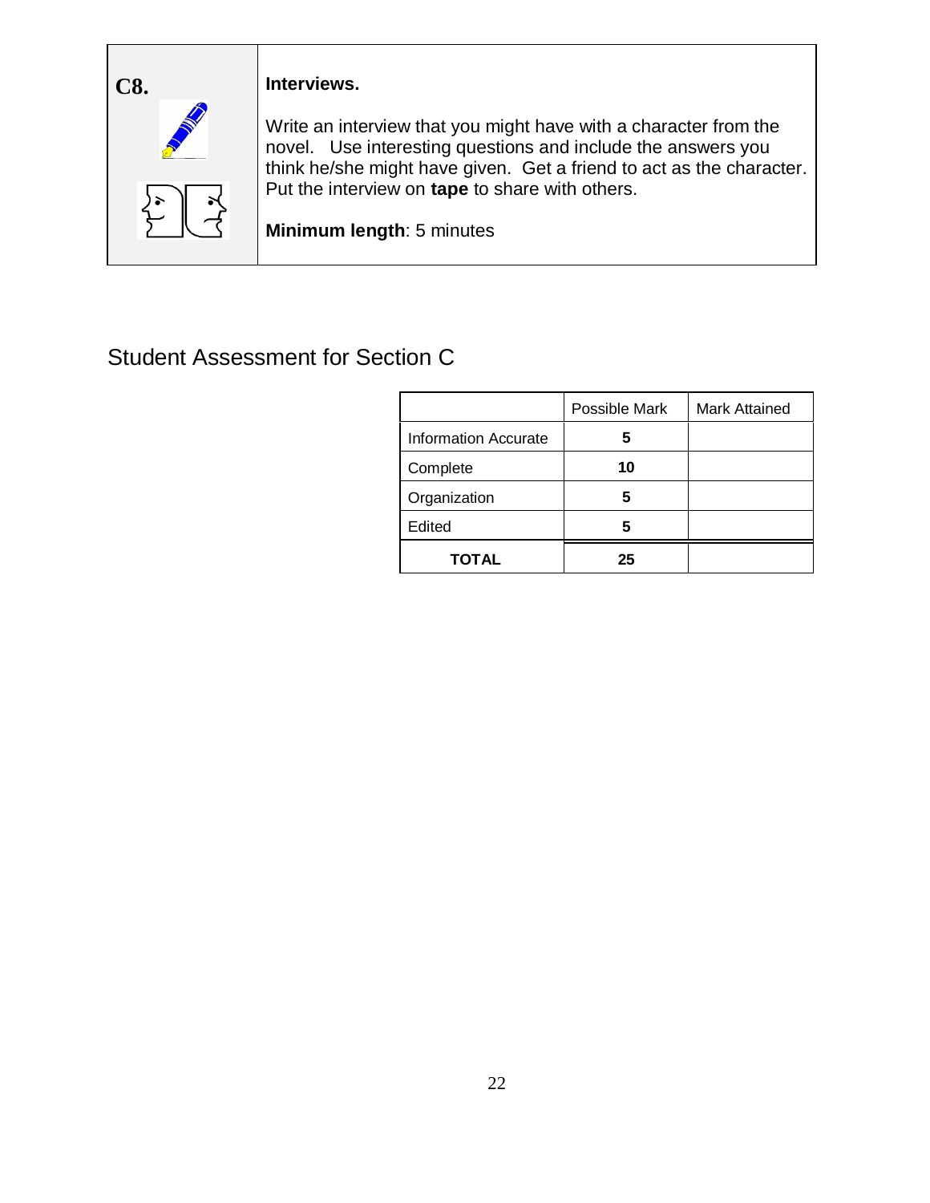**C8.**

**Interviews.**

Write an interview that you might have with a character from the novel. Use interesting questions and include the answers you think he/she might have given. Get a friend to act as the character. Put the interview on **tape** to share with others.

**Minimum length**: 5 minutes

## Student Assessment for Section C

| | Possible Mark | Mark Attained |
|---|---|---|
| Information Accurate | **5** | |
| Complete | **10** | |
| Organization | **5** | |
| Edited | **5** | |
| **TOTAL** | **25** | |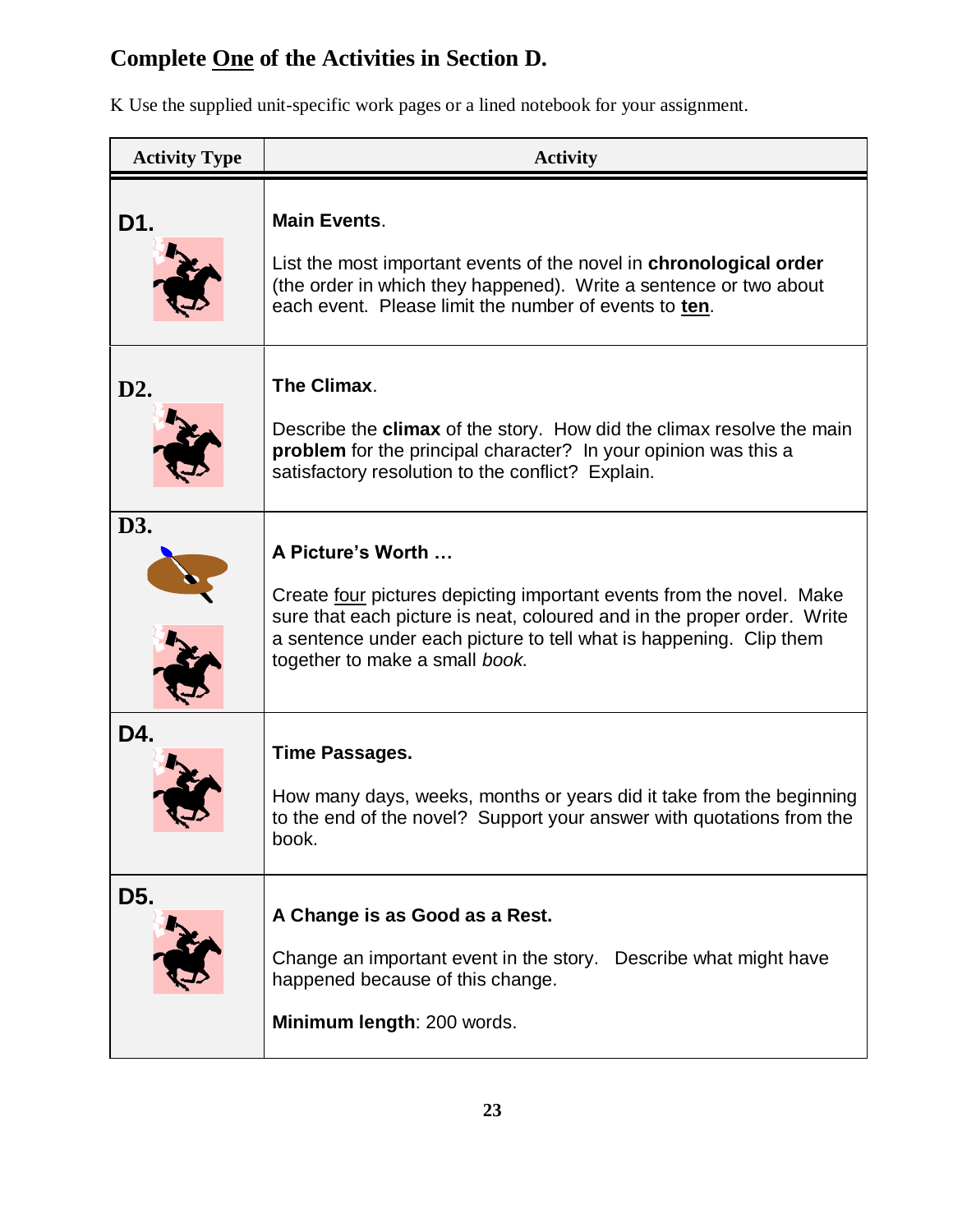# Complete One of the Activities in Section D.

K Use the supplied unit-specific work pages or a lined notebook for your assignment.

| Activity Type | Activity |
|---|---|
| **D1.** | **Main Events**. List the most important events of the novel in **chronological order** (the order in which they happened). Write a sentence or two about each event. Please limit the number of events to **ten**. |
| **D2.** | **The Climax**. Describe the **climax** of the story. How did the climax resolve the main **problem** for the principal character? In your opinion was this a satisfactory resolution to the conflict? Explain. |
| **D3.** | **A Picture's Worth …** Create four pictures depicting important events from the novel. Make sure that each picture is neat, coloured and in the proper order. Write a sentence under each picture to tell what is happening. Clip them together to make a small *book.* |
| **D4.** | **Time Passages.** How many days, weeks, months or years did it take from the beginning to the end of the novel? Support your answer with quotations from the book. |
| **D5.** | **A Change is as Good as a Rest.** Change an important event in the story. Describe what might have happened because of this change. **Minimum length**: 200 words. |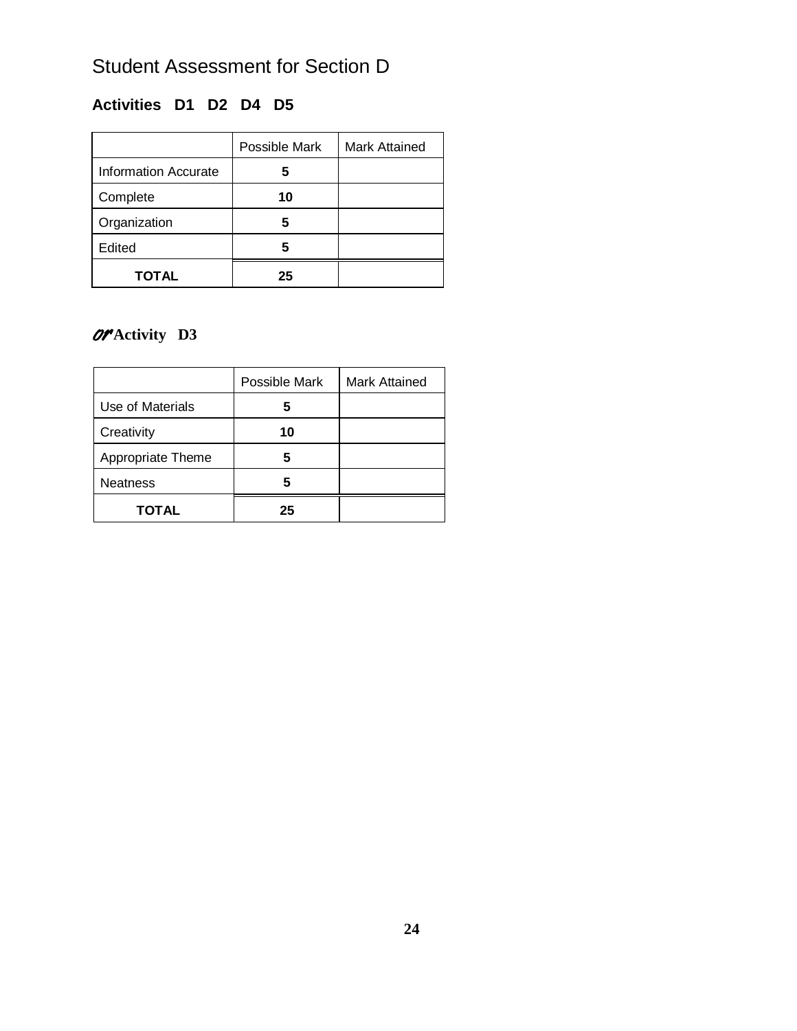# Student Assessment for Section D

## Activities D1 D2 D4 D5

| | Possible Mark | Mark Attained |
|---|---|---|
| Information Accurate | **5** | |
| Complete | **10** | |
| Organization | **5** | |
| Edited | **5** | |
| **TOTAL** | **25** | |

## *Or* Activity D3

| | Possible Mark | Mark Attained |
|---|---|---|
| Use of Materials | **5** | |
| Creativity | **10** | |
| Appropriate Theme | **5** | |
| Neatness | **5** | |
| **TOTAL** | **25** | |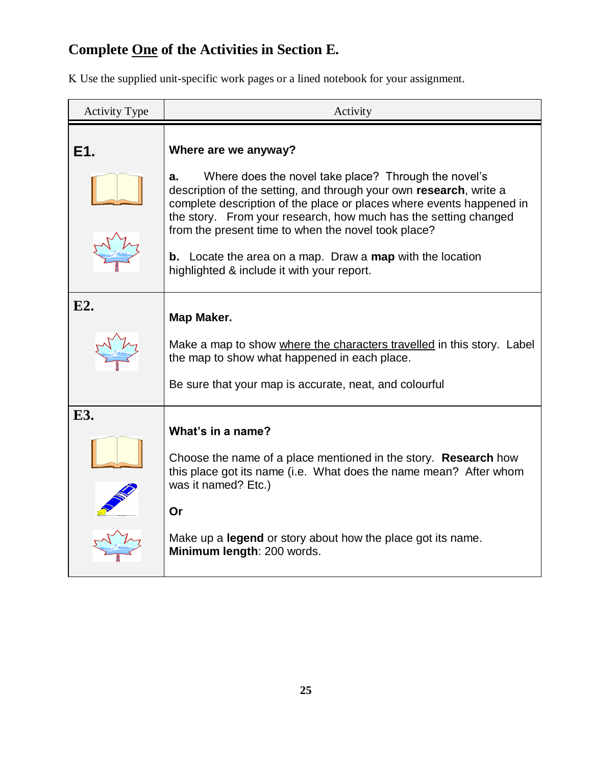## Complete <u>One</u> of the Activities in Section E.

K Use the supplied unit-specific work pages or a lined notebook for your assignment.

| Activity Type | Activity |
|---|---|
| **E1.** | **Where are we anyway?**<br><br>**a.** Where does the novel take place? Through the novel's description of the setting, and through your own **research**, write a complete description of the place or places where events happened in the story. From your research, how much has the setting changed from the present time to when the novel took place?<br><br>**b.** Locate the area on a map. Draw a **map** with the location highlighted & include it with your report. |
| **E2.** | **Map Maker.**<br><br>Make a map to show <u>where the characters travelled</u> in this story. Label the map to show what happened in each place.<br><br>Be sure that your map is accurate, neat, and colourful |
| **E3.** | **What's in a name?**<br><br>Choose the name of a place mentioned in the story. **Research** how this place got its name (i.e. What does the name mean? After whom was it named? Etc.)<br><br>**Or**<br><br>Make up a **legend** or story about how the place got its name. **Minimum length**: 200 words. |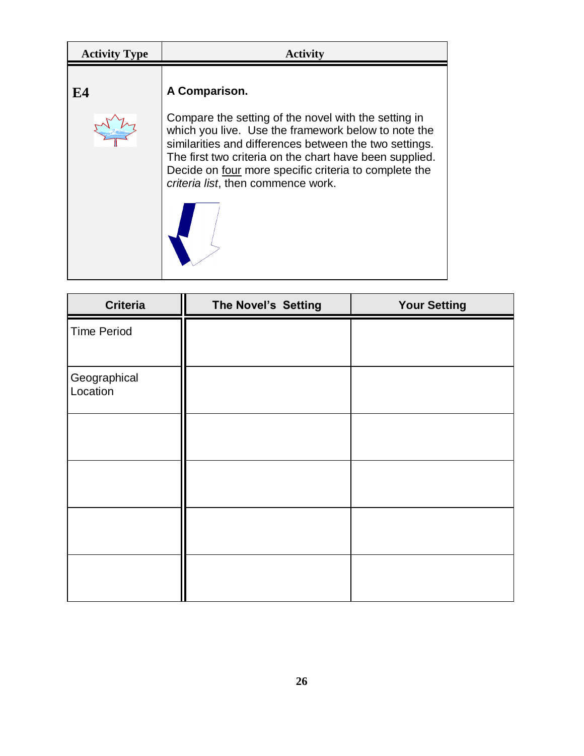| Activity Type | Activity |
|---|---|
| **E4** | **A Comparison.**<br><br>Compare the setting of the novel with the setting in which you live. Use the framework below to note the similarities and differences between the two settings. The first two criteria on the chart have been supplied. Decide on <u>four</u> more specific criteria to complete the *criteria list*, then commence work. |

| Criteria | The Novel's Setting | Your Setting |
|---|---|---|
| Time Period | | |
| Geographical Location | | |
| | | |
| | | |
| | | |
| | | |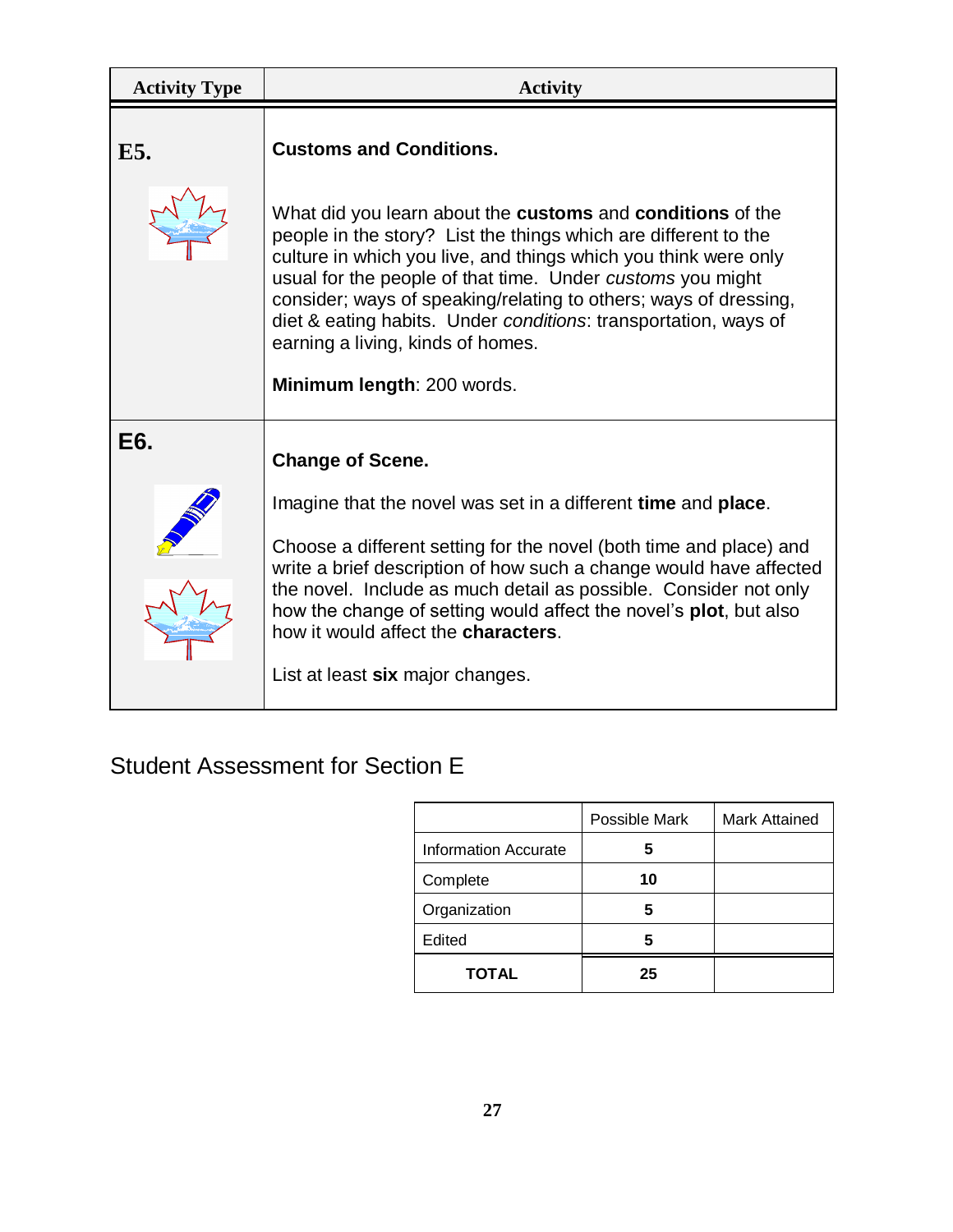| Activity Type | Activity |
|---|---|
| **E5.** | **Customs and Conditions.**<br><br>What did you learn about the **customs** and **conditions** of the people in the story? List the things which are different to the culture in which you live, and things which you think were only usual for the people of that time. Under *customs* you might consider; ways of speaking/relating to others; ways of dressing, diet & eating habits. Under *conditions*: transportation, ways of earning a living, kinds of homes.<br><br>**Minimum length**: 200 words. |
| **E6.** | **Change of Scene.**<br><br>Imagine that the novel was set in a different **time** and **place**.<br><br>Choose a different setting for the novel (both time and place) and write a brief description of how such a change would have affected the novel. Include as much detail as possible. Consider not only how the change of setting would affect the novel's **plot**, but also how it would affect the **characters**.<br><br>List at least **six** major changes. |

## Student Assessment for Section E

| | Possible Mark | Mark Attained |
|---|---|---|
| Information Accurate | **5** | |
| Complete | **10** | |
| Organization | **5** | |
| Edited | **5** | |
| **TOTAL** | **25** | |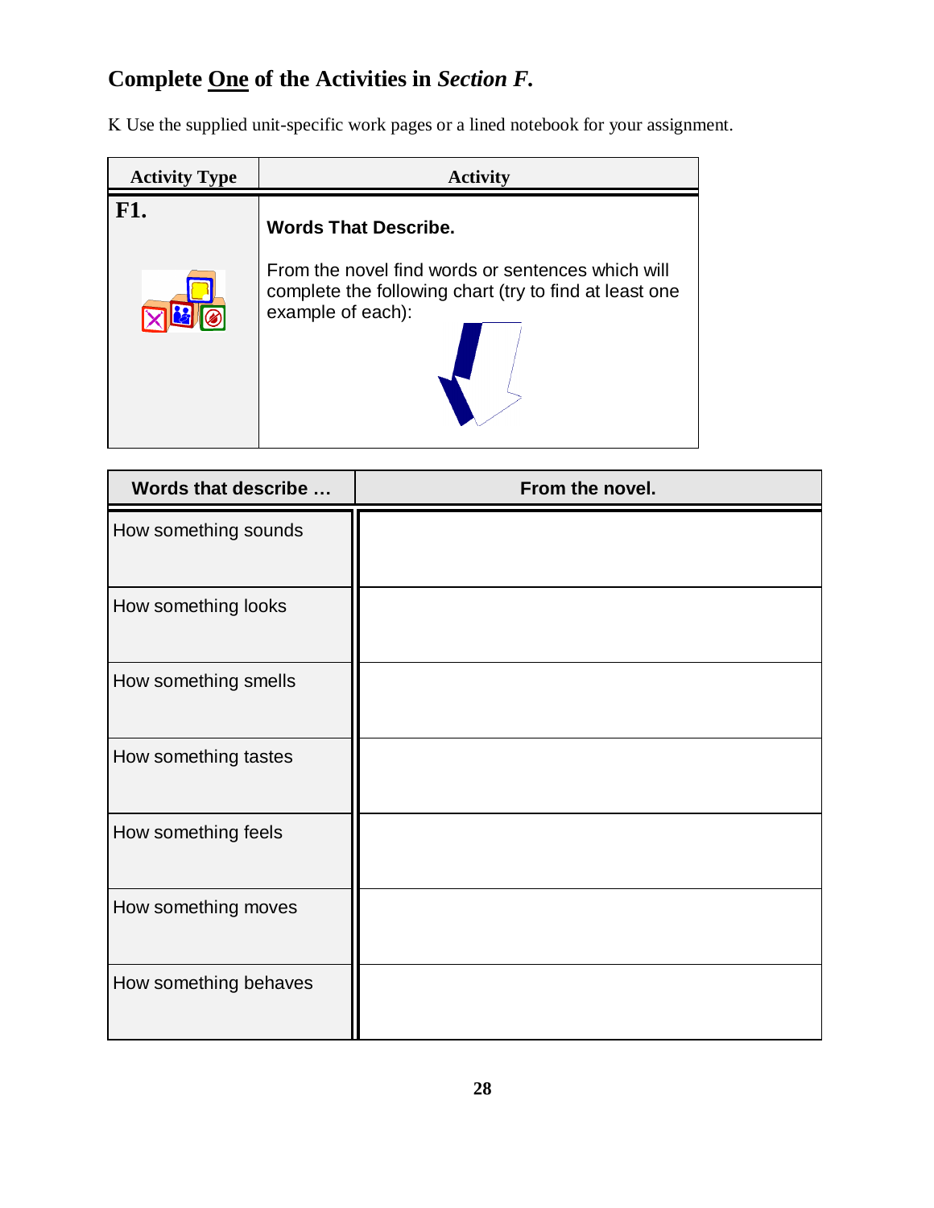## Complete One of the Activities in *Section F.*

K Use the supplied unit-specific work pages or a lined notebook for your assignment.

| Activity Type | Activity |
|---|---|
| **F1.** | **Words That Describe.** From the novel find words or sentences which will complete the following chart (try to find at least one example of each): |

| Words that describe … | From the novel. |
|---|---|
| How something sounds | |
| How something looks | |
| How something smells | |
| How something tastes | |
| How something feels | |
| How something moves | |
| How something behaves | |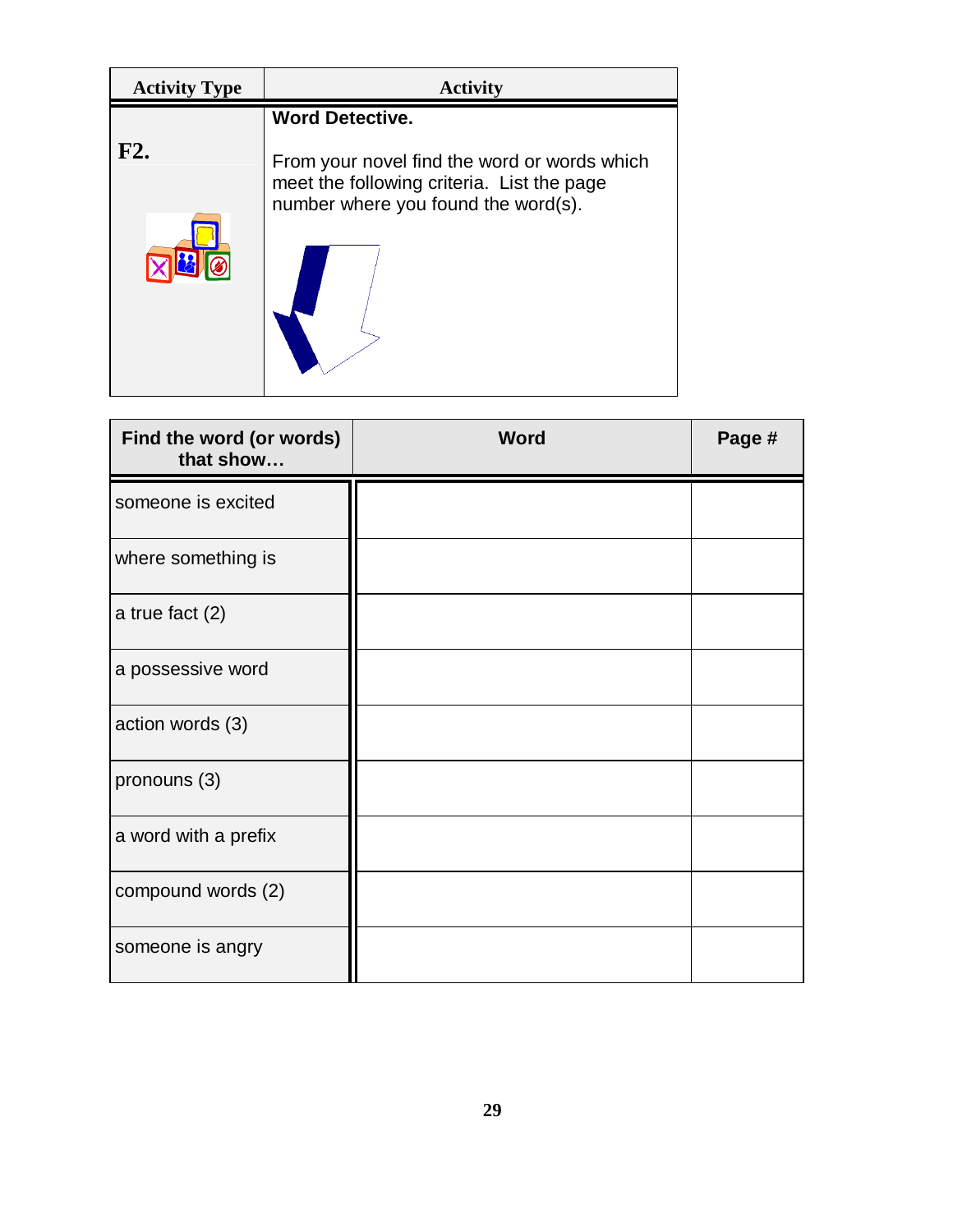| Activity Type | Activity |
|---|---|
| **F2.** | **Word Detective.** From your novel find the word or words which meet the following criteria. List the page number where you found the word(s). |

| Find the word (or words) that show… | Word | Page # |
|---|---|---|
| someone is excited | | |
| where something is | | |
| a true fact (2) | | |
| a possessive word | | |
| action words (3) | | |
| pronouns (3) | | |
| a word with a prefix | | |
| compound words (2) | | |
| someone is angry | | |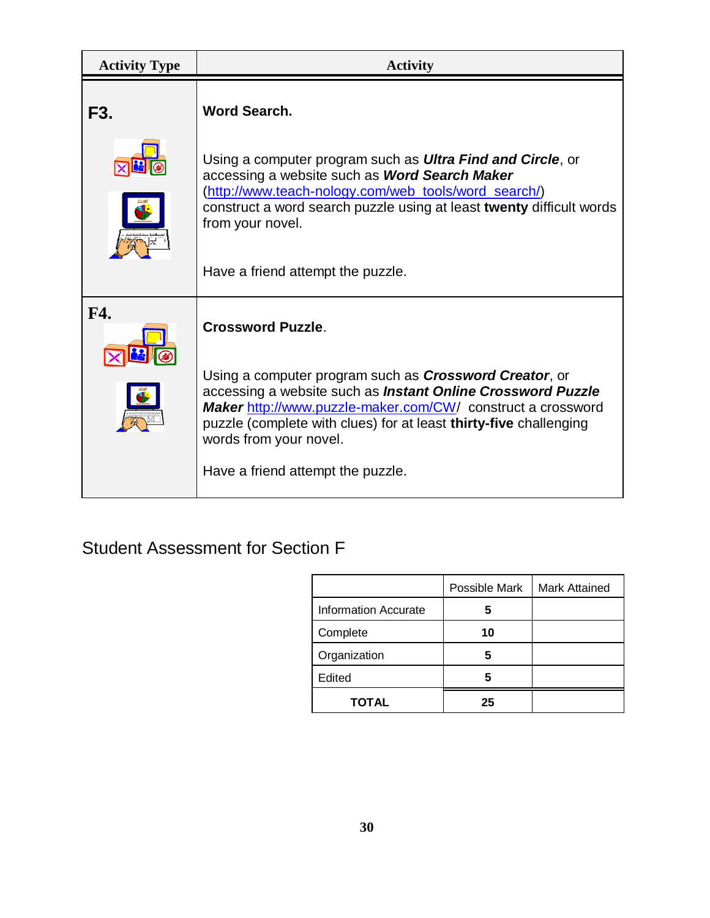| Activity Type | Activity |
|---|---|
| **F3.** | **Word Search.**<br><br>Using a computer program such as ***Ultra Find and Circle***, or accessing a website such as ***Word Search Maker*** (http://www.teach-nology.com/web_tools/word_search/) construct a word search puzzle using at least **twenty** difficult words from your novel.<br><br>Have a friend attempt the puzzle. |
| **F4.** | **Crossword Puzzle**.<br><br>Using a computer program such as ***Crossword Creator***, or accessing a website such as ***Instant Online Crossword Puzzle Maker*** http://www.puzzle-maker.com/CW/ construct a crossword puzzle (complete with clues) for at least **thirty-five** challenging words from your novel.<br><br>Have a friend attempt the puzzle. |

## Student Assessment for Section F

| | Possible Mark | Mark Attained |
|---|---|---|
| Information Accurate | **5** | |
| Complete | **10** | |
| Organization | **5** | |
| Edited | **5** | |
| **TOTAL** | **25** | |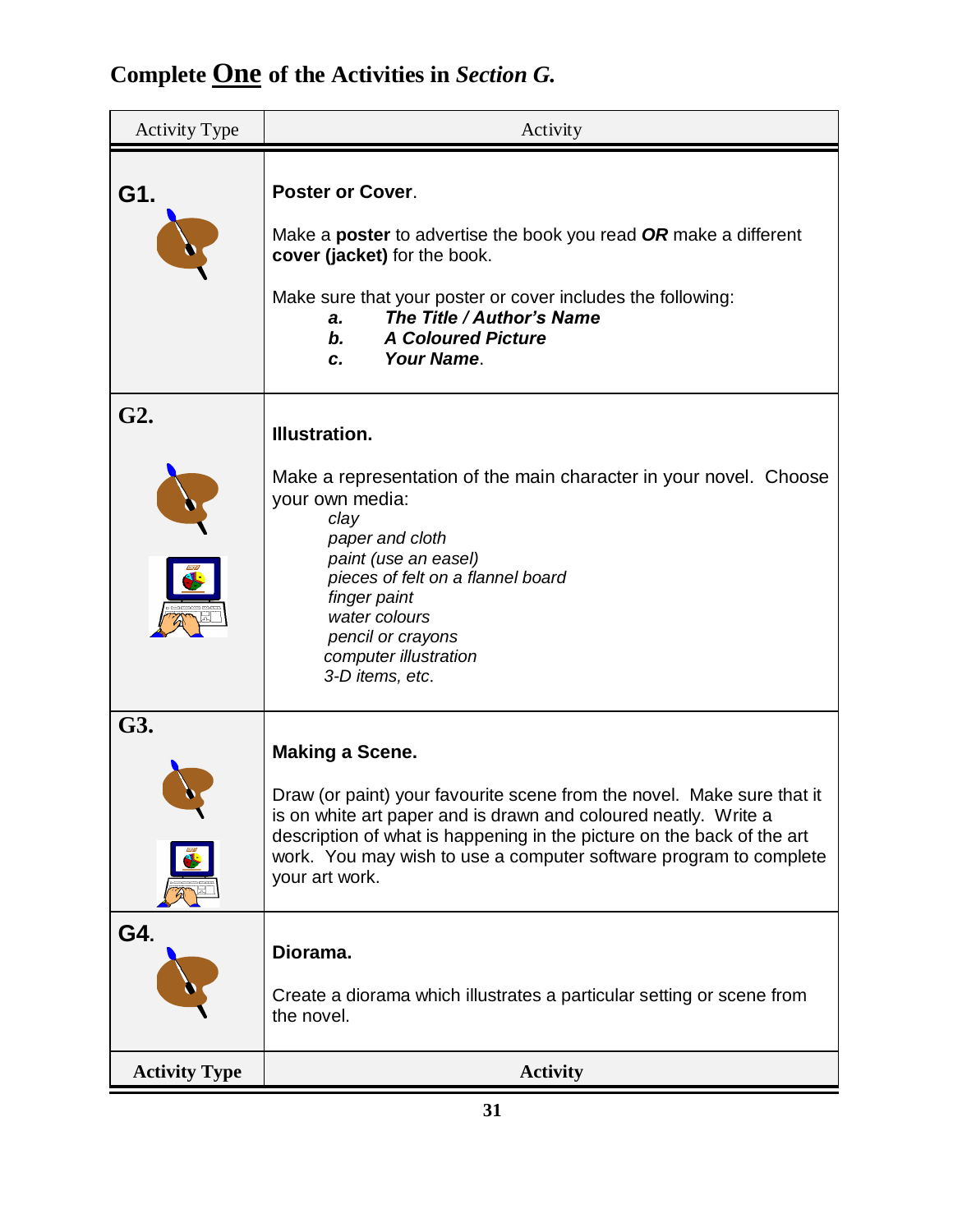## Complete <u>One</u> of the Activities in *Section G.*

| Activity Type | Activity |
|---|---|
| **G1.** | **Poster or Cover**.<br><br>Make a **poster** to advertise the book you read ***OR*** make a different **cover (jacket)** for the book.<br><br>Make sure that your poster or cover includes the following:<br>***a.*** ***The Title / Author's Name***<br>***b.*** ***A Coloured Picture***<br>***c.*** ***Your Name***. |
| **G2.** | **Illustration.**<br><br>Make a representation of the main character in your novel. Choose your own media:<br>*clay*<br>*paper and cloth*<br>*paint (use an easel)*<br>*pieces of felt on a flannel board*<br>*finger paint*<br>*water colours*<br>*pencil or crayons*<br>*computer illustration*<br>*3-D items, etc*. |
| **G3.** | **Making a Scene.**<br><br>Draw (or paint) your favourite scene from the novel. Make sure that it is on white art paper and is drawn and coloured neatly. Write a description of what is happening in the picture on the back of the art work. You may wish to use a computer software program to complete your art work. |
| **G4.** | **Diorama.**<br><br>Create a diorama which illustrates a particular setting or scene from the novel. |
| **Activity Type** | **Activity** |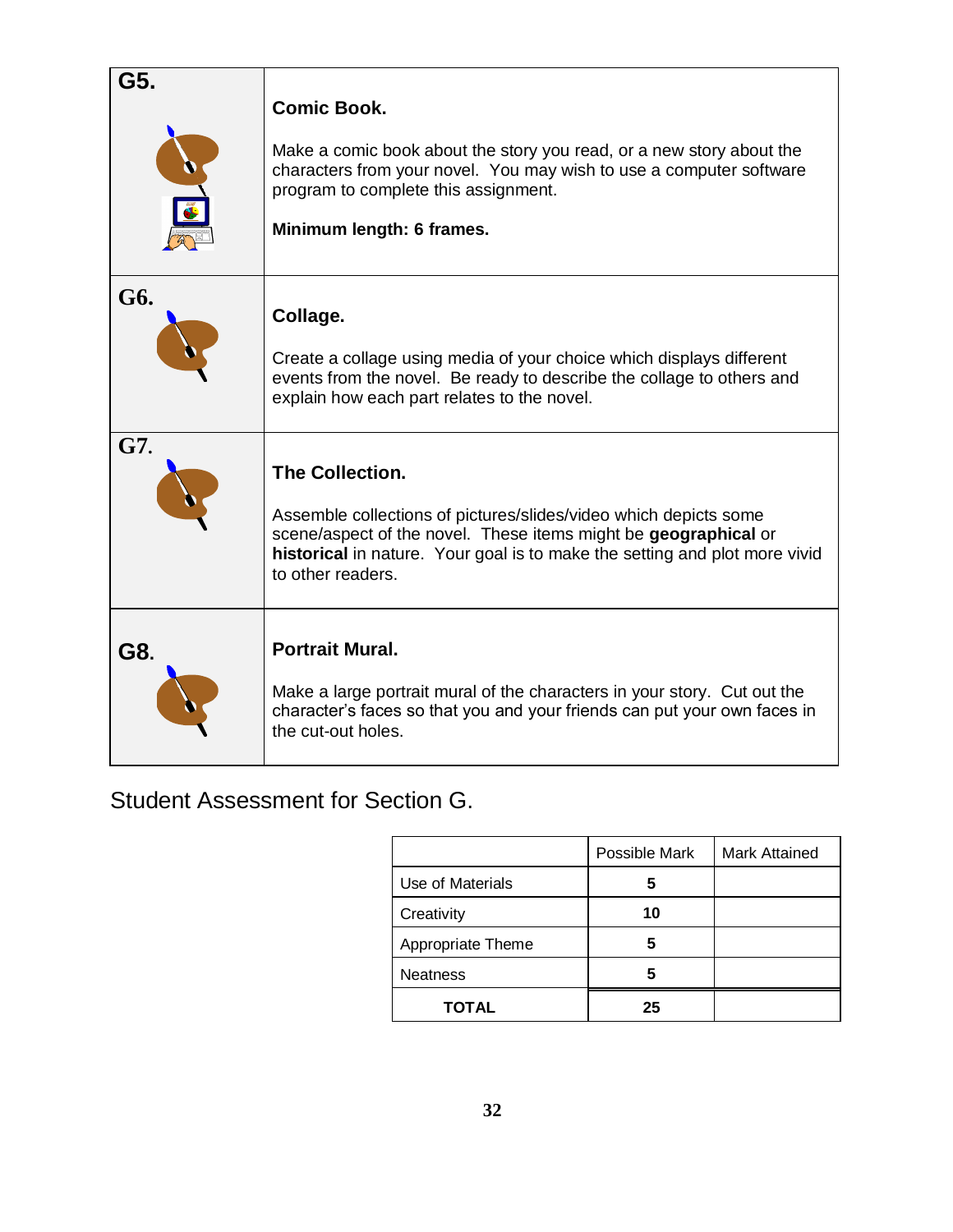## G5.

**Comic Book.**

Make a comic book about the story you read, or a new story about the characters from your novel. You may wish to use a computer software program to complete this assignment.

**Minimum length: 6 frames.**

## G6.

**Collage.**

Create a collage using media of your choice which displays different events from the novel. Be ready to describe the collage to others and explain how each part relates to the novel.

## G7.

**The Collection.**

Assemble collections of pictures/slides/video which depicts some scene/aspect of the novel. These items might be **geographical** or **historical** in nature. Your goal is to make the setting and plot more vivid to other readers.

## G8.

**Portrait Mural.**

Make a large portrait mural of the characters in your story. Cut out the character's faces so that you and your friends can put your own faces in the cut-out holes.

Student Assessment for Section G.

| | Possible Mark | Mark Attained |
|---|---|---|
| Use of Materials | **5** | |
| Creativity | **10** | |
| Appropriate Theme | **5** | |
| Neatness | **5** | |
| **TOTAL** | **25** | |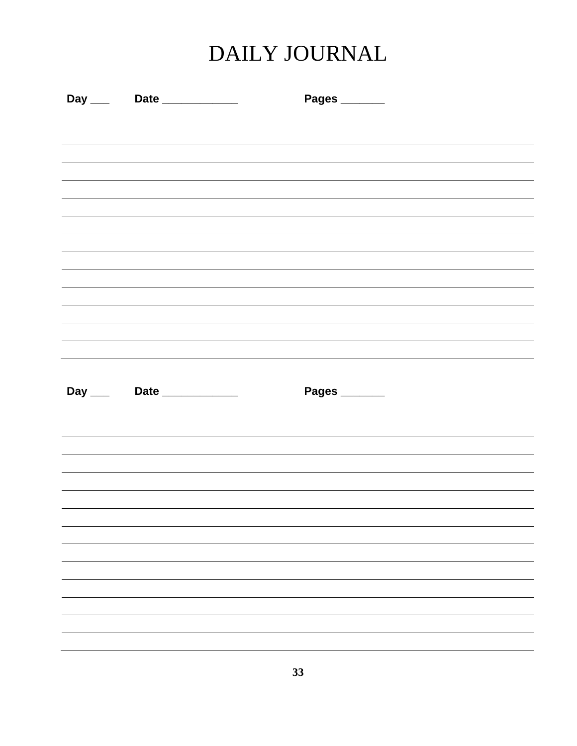# DAILY JOURNAL

**Day ___ Date ____________ Pages _______**

**Day ___ Date ____________ Pages _______**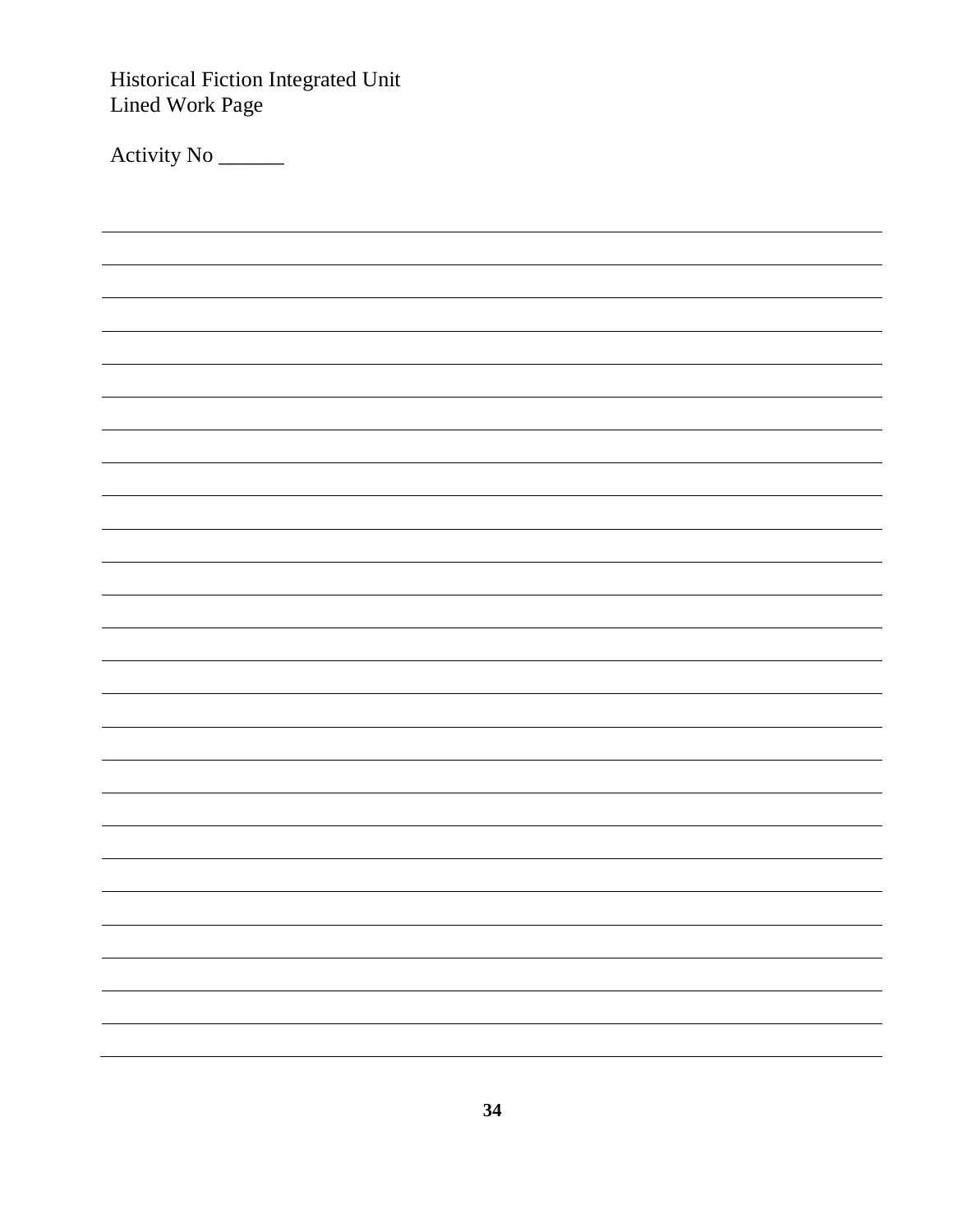Historical Fiction Integrated Unit
Lined Work Page

Activity No ______